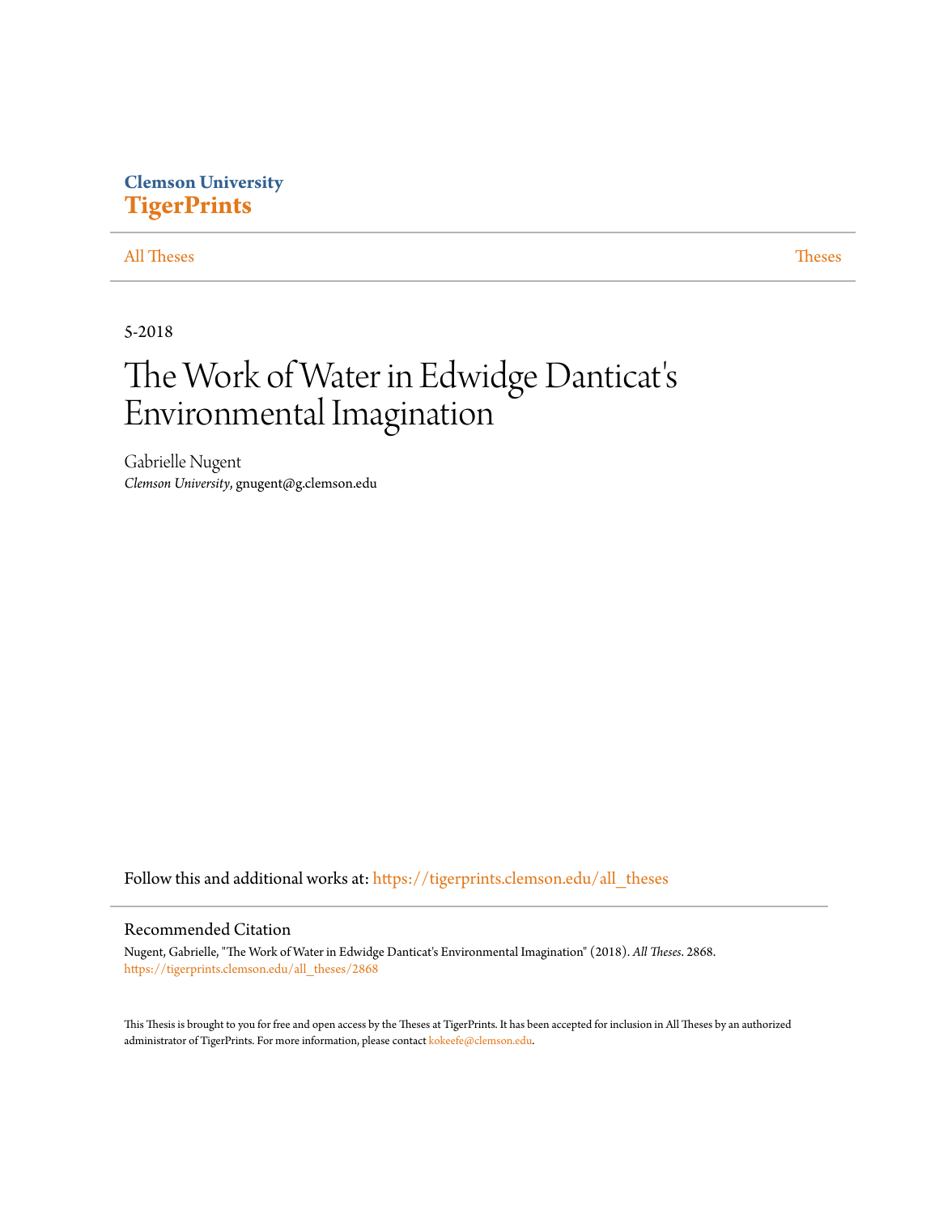Clemson University
**TigerPrints**

All Theses | Theses

5-2018

# The Work of Water in Edwidge Danticat's Environmental Imagination

Gabrielle Nugent
*Clemson University*, gnugent@g.clemson.edu

Follow this and additional works at: https://tigerprints.clemson.edu/all_theses

## Recommended Citation

Nugent, Gabrielle, "The Work of Water in Edwidge Danticat's Environmental Imagination" (2018). *All Theses*. 2868.
https://tigerprints.clemson.edu/all_theses/2868

This Thesis is brought to you for free and open access by the Theses at TigerPrints. It has been accepted for inclusion in All Theses by an authorized administrator of TigerPrints. For more information, please contact kokeefe@clemson.edu.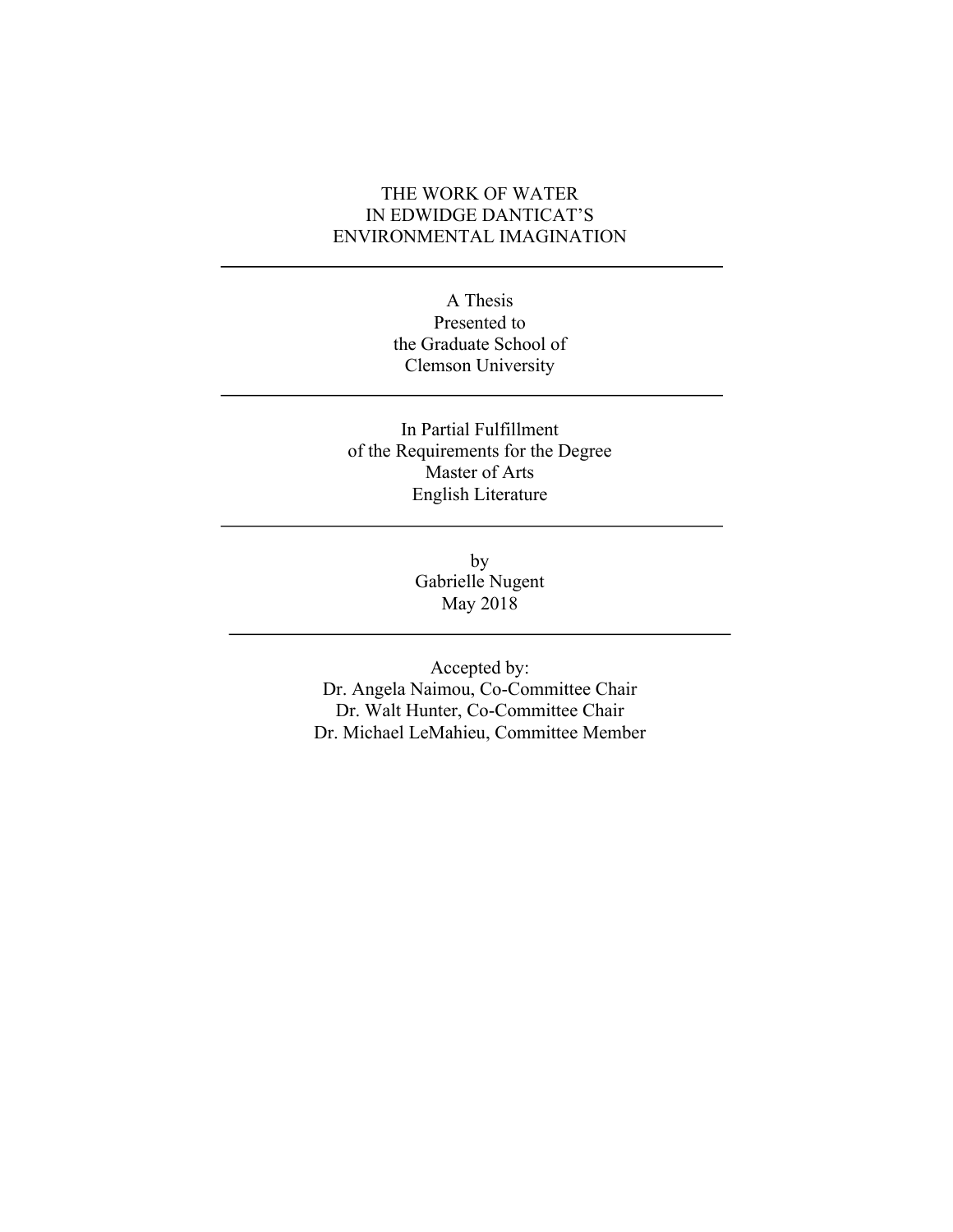# THE WORK OF WATER IN EDWIDGE DANTICAT'S ENVIRONMENTAL IMAGINATION

---

A Thesis
Presented to
the Graduate School of
Clemson University

---

In Partial Fulfillment
of the Requirements for the Degree
Master of Arts
English Literature

---

by
Gabrielle Nugent
May 2018

---

Accepted by:
Dr. Angela Naimou, Co-Committee Chair
Dr. Walt Hunter, Co-Committee Chair
Dr. Michael LeMahieu, Committee Member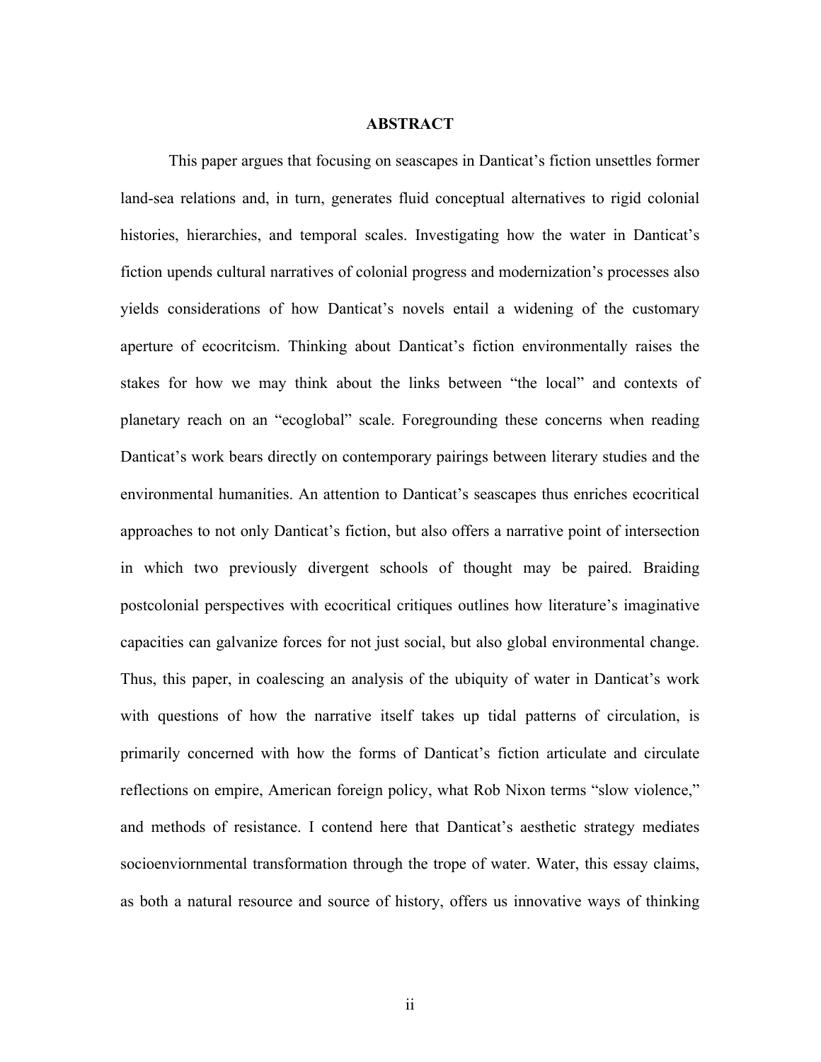## ABSTRACT

This paper argues that focusing on seascapes in Danticat's fiction unsettles former land-sea relations and, in turn, generates fluid conceptual alternatives to rigid colonial histories, hierarchies, and temporal scales. Investigating how the water in Danticat's fiction upends cultural narratives of colonial progress and modernization's processes also yields considerations of how Danticat's novels entail a widening of the customary aperture of ecocritcism. Thinking about Danticat's fiction environmentally raises the stakes for how we may think about the links between "the local" and contexts of planetary reach on an "ecoglobal" scale. Foregrounding these concerns when reading Danticat's work bears directly on contemporary pairings between literary studies and the environmental humanities. An attention to Danticat's seascapes thus enriches ecocritical approaches to not only Danticat's fiction, but also offers a narrative point of intersection in which two previously divergent schools of thought may be paired. Braiding postcolonial perspectives with ecocritical critiques outlines how literature's imaginative capacities can galvanize forces for not just social, but also global environmental change. Thus, this paper, in coalescing an analysis of the ubiquity of water in Danticat's work with questions of how the narrative itself takes up tidal patterns of circulation, is primarily concerned with how the forms of Danticat's fiction articulate and circulate reflections on empire, American foreign policy, what Rob Nixon terms "slow violence," and methods of resistance. I contend here that Danticat's aesthetic strategy mediates socioenviornmental transformation through the trope of water. Water, this essay claims, as both a natural resource and source of history, offers us innovative ways of thinking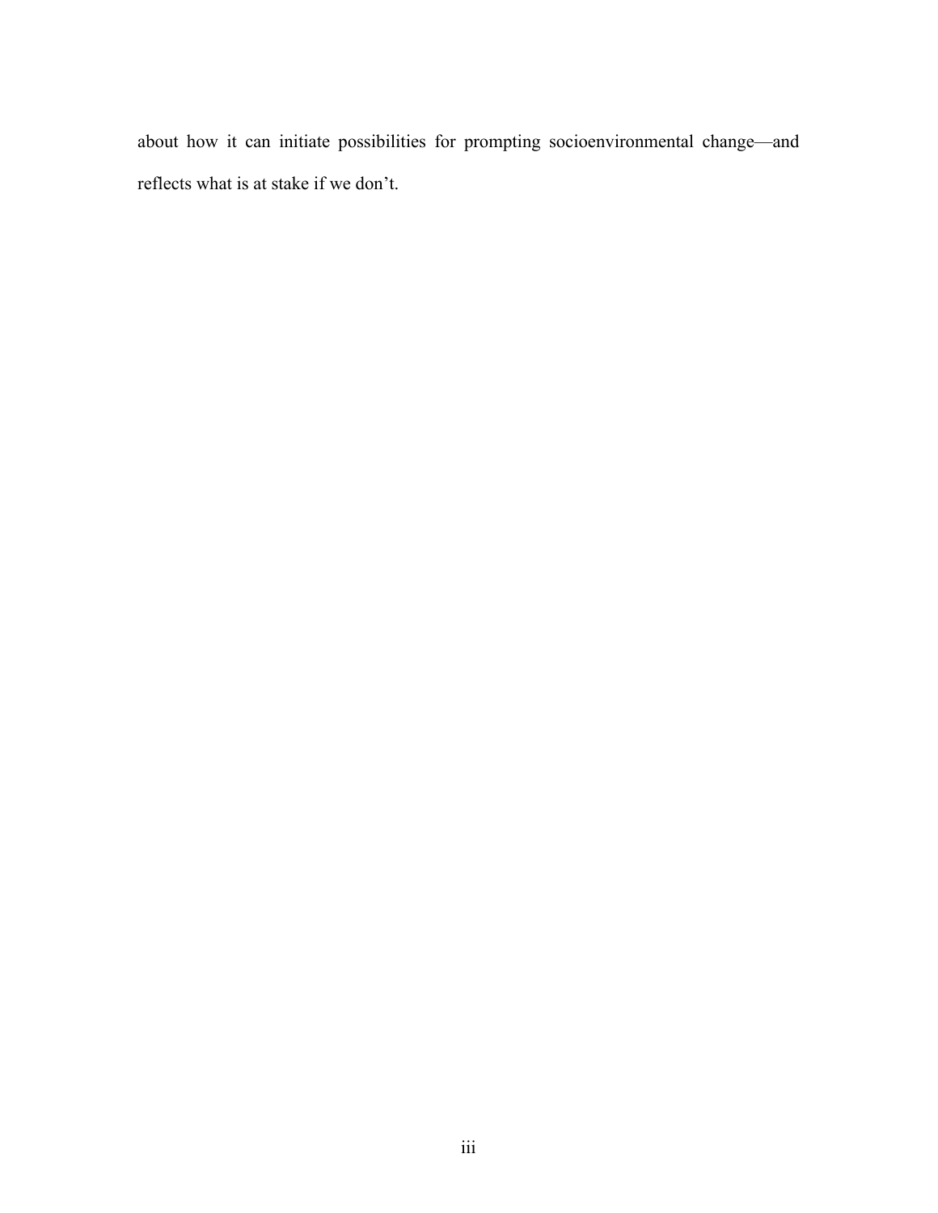about how it can initiate possibilities for prompting socioenvironmental change—and reflects what is at stake if we don't.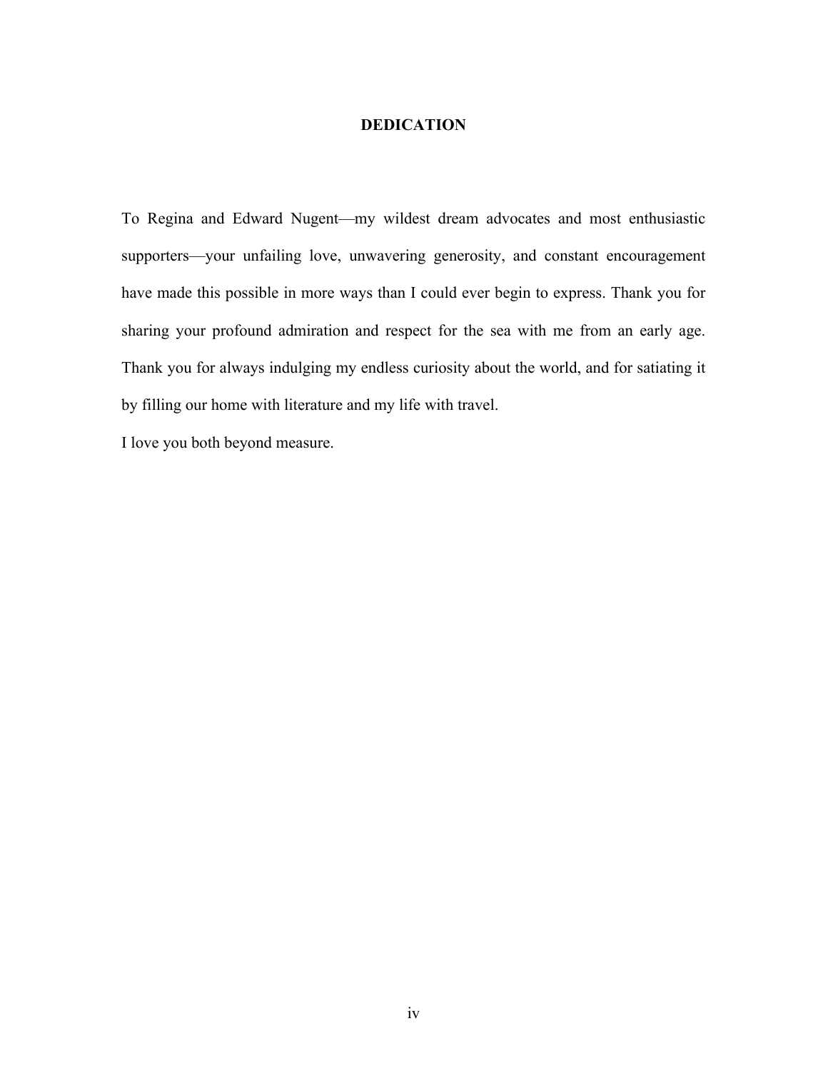# DEDICATION

To Regina and Edward Nugent—my wildest dream advocates and most enthusiastic supporters—your unfailing love, unwavering generosity, and constant encouragement have made this possible in more ways than I could ever begin to express. Thank you for sharing your profound admiration and respect for the sea with me from an early age. Thank you for always indulging my endless curiosity about the world, and for satiating it by filling our home with literature and my life with travel.

I love you both beyond measure.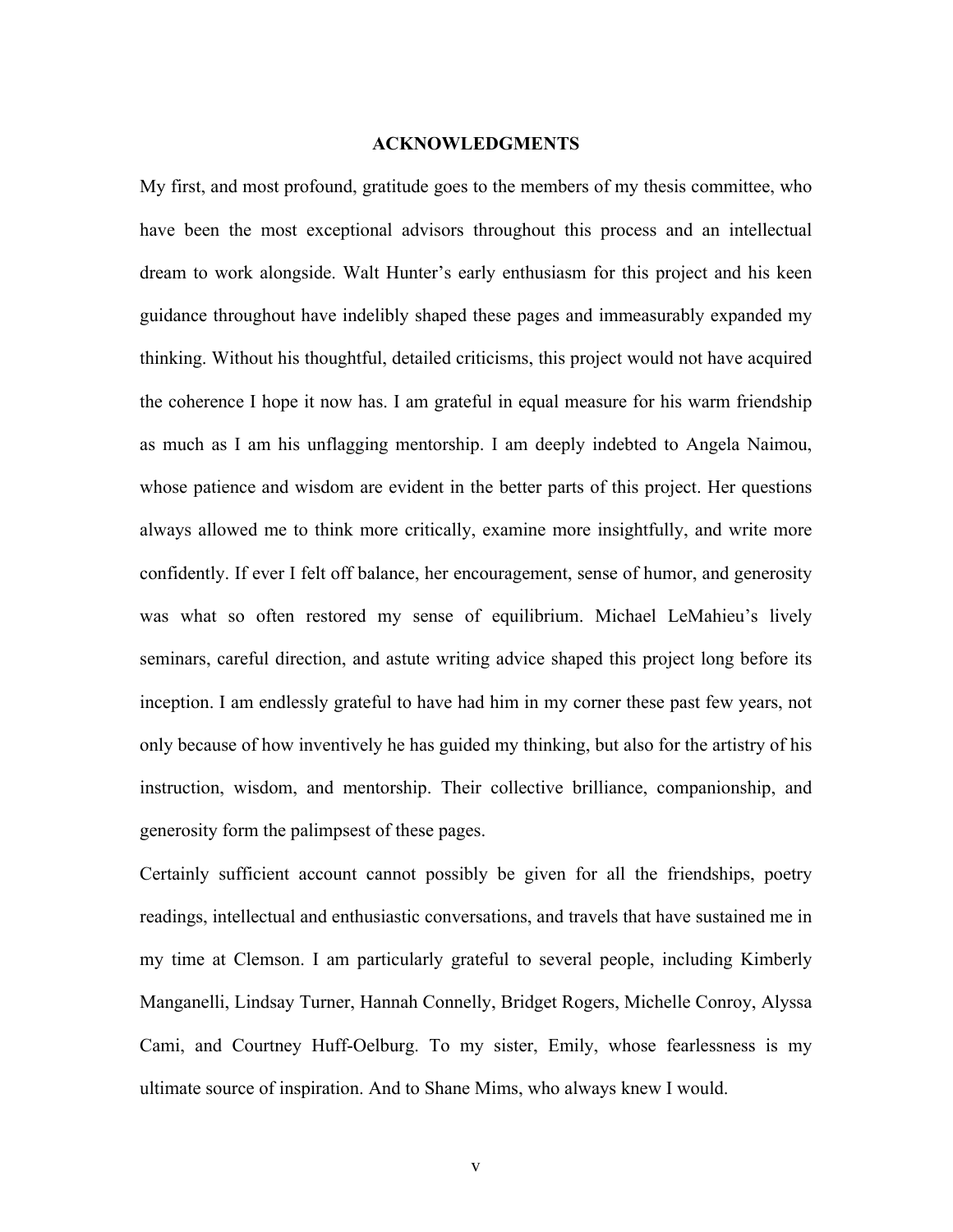# ACKNOWLEDGMENTS

My first, and most profound, gratitude goes to the members of my thesis committee, who have been the most exceptional advisors throughout this process and an intellectual dream to work alongside. Walt Hunter's early enthusiasm for this project and his keen guidance throughout have indelibly shaped these pages and immeasurably expanded my thinking. Without his thoughtful, detailed criticisms, this project would not have acquired the coherence I hope it now has. I am grateful in equal measure for his warm friendship as much as I am his unflagging mentorship. I am deeply indebted to Angela Naimou, whose patience and wisdom are evident in the better parts of this project. Her questions always allowed me to think more critically, examine more insightfully, and write more confidently. If ever I felt off balance, her encouragement, sense of humor, and generosity was what so often restored my sense of equilibrium. Michael LeMahieu's lively seminars, careful direction, and astute writing advice shaped this project long before its inception. I am endlessly grateful to have had him in my corner these past few years, not only because of how inventively he has guided my thinking, but also for the artistry of his instruction, wisdom, and mentorship. Their collective brilliance, companionship, and generosity form the palimpsest of these pages.

Certainly sufficient account cannot possibly be given for all the friendships, poetry readings, intellectual and enthusiastic conversations, and travels that have sustained me in my time at Clemson. I am particularly grateful to several people, including Kimberly Manganelli, Lindsay Turner, Hannah Connelly, Bridget Rogers, Michelle Conroy, Alyssa Cami, and Courtney Huff-Oelburg. To my sister, Emily, whose fearlessness is my ultimate source of inspiration. And to Shane Mims, who always knew I would.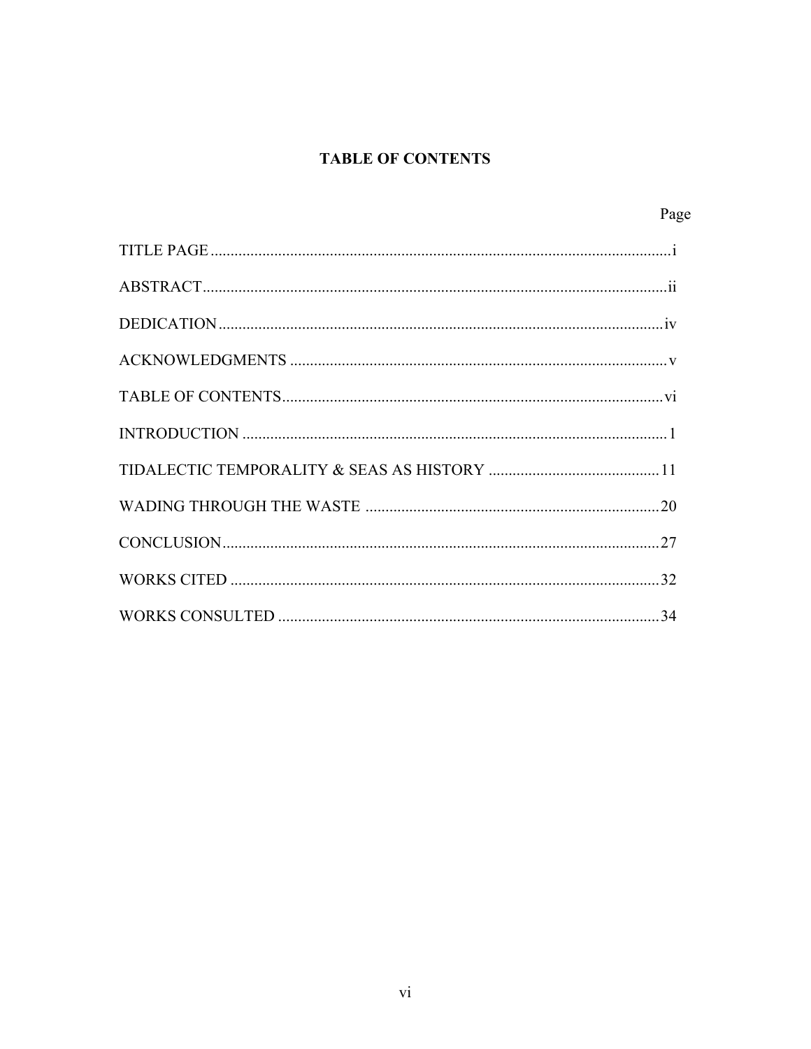# TABLE OF CONTENTS

| | Page |
|---|---|
| TITLE PAGE | i |
| ABSTRACT | ii |
| DEDICATION | iv |
| ACKNOWLEDGMENTS | v |
| TABLE OF CONTENTS | vi |
| INTRODUCTION | 1 |
| TIDALECTIC TEMPORALITY & SEAS AS HISTORY | 11 |
| WADING THROUGH THE WASTE | 20 |
| CONCLUSION | 27 |
| WORKS CITED | 32 |
| WORKS CONSULTED | 34 |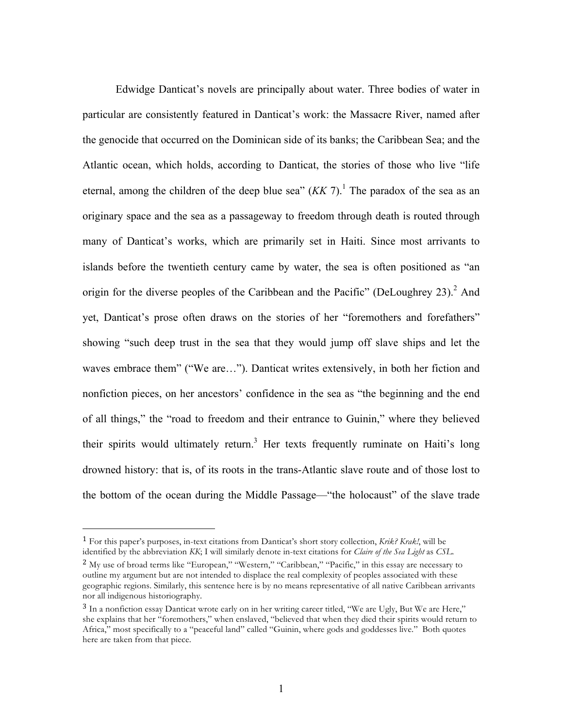Edwidge Danticat's novels are principally about water. Three bodies of water in particular are consistently featured in Danticat's work: the Massacre River, named after the genocide that occurred on the Dominican side of its banks; the Caribbean Sea; and the Atlantic ocean, which holds, according to Danticat, the stories of those who live "life eternal, among the children of the deep blue sea" (*KK* 7).[1] The paradox of the sea as an originary space and the sea as a passageway to freedom through death is routed through many of Danticat's works, which are primarily set in Haiti. Since most arrivants to islands before the twentieth century came by water, the sea is often positioned as "an origin for the diverse peoples of the Caribbean and the Pacific" (DeLoughrey 23).[2] And yet, Danticat's prose often draws on the stories of her "foremothers and forefathers" showing "such deep trust in the sea that they would jump off slave ships and let the waves embrace them" ("We are…"). Danticat writes extensively, in both her fiction and nonfiction pieces, on her ancestors' confidence in the sea as "the beginning and the end of all things," the "road to freedom and their entrance to Guinin," where they believed their spirits would ultimately return.[3] Her texts frequently ruminate on Haiti's long drowned history: that is, of its roots in the trans-Atlantic slave route and of those lost to the bottom of the ocean during the Middle Passage—"the holocaust" of the slave trade

---

[1] For this paper's purposes, in-text citations from Danticat's short story collection, *Krik? Krak!*, will be identified by the abbreviation *KK*; I will similarly denote in-text citations for *Claire of the Sea Light* as *CSL*.

[2] My use of broad terms like "European," "Western," "Caribbean," "Pacific," in this essay are necessary to outline my argument but are not intended to displace the real complexity of peoples associated with these geographic regions. Similarly, this sentence here is by no means representative of all native Caribbean arrivants nor all indigenous historiography.

[3] In a nonfiction essay Danticat wrote early on in her writing career titled, "We are Ugly, But We are Here," she explains that her "foremothers," when enslaved, "believed that when they died their spirits would return to Africa," most specifically to a "peaceful land" called "Guinin, where gods and goddesses live." Both quotes here are taken from that piece.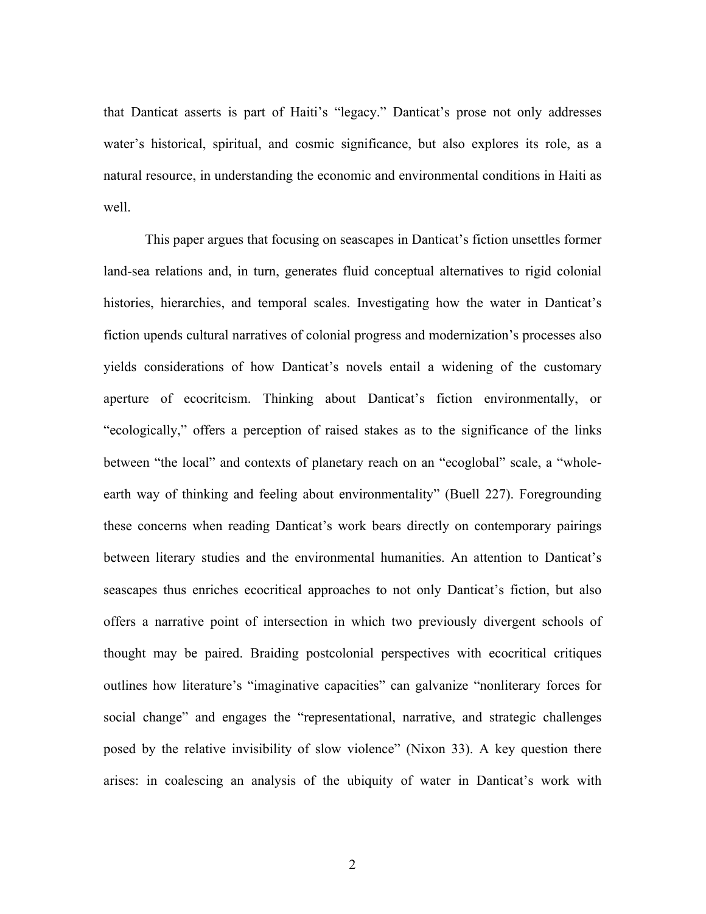that Danticat asserts is part of Haiti's "legacy." Danticat's prose not only addresses water's historical, spiritual, and cosmic significance, but also explores its role, as a natural resource, in understanding the economic and environmental conditions in Haiti as well.

This paper argues that focusing on seascapes in Danticat's fiction unsettles former land-sea relations and, in turn, generates fluid conceptual alternatives to rigid colonial histories, hierarchies, and temporal scales. Investigating how the water in Danticat's fiction upends cultural narratives of colonial progress and modernization's processes also yields considerations of how Danticat's novels entail a widening of the customary aperture of ecocritcism. Thinking about Danticat's fiction environmentally, or "ecologically," offers a perception of raised stakes as to the significance of the links between "the local" and contexts of planetary reach on an "ecoglobal" scale, a "whole-earth way of thinking and feeling about environmentality" (Buell 227). Foregrounding these concerns when reading Danticat's work bears directly on contemporary pairings between literary studies and the environmental humanities. An attention to Danticat's seascapes thus enriches ecocritical approaches to not only Danticat's fiction, but also offers a narrative point of intersection in which two previously divergent schools of thought may be paired. Braiding postcolonial perspectives with ecocritical critiques outlines how literature's "imaginative capacities" can galvanize "nonliterary forces for social change" and engages the "representational, narrative, and strategic challenges posed by the relative invisibility of slow violence" (Nixon 33). A key question there arises: in coalescing an analysis of the ubiquity of water in Danticat's work with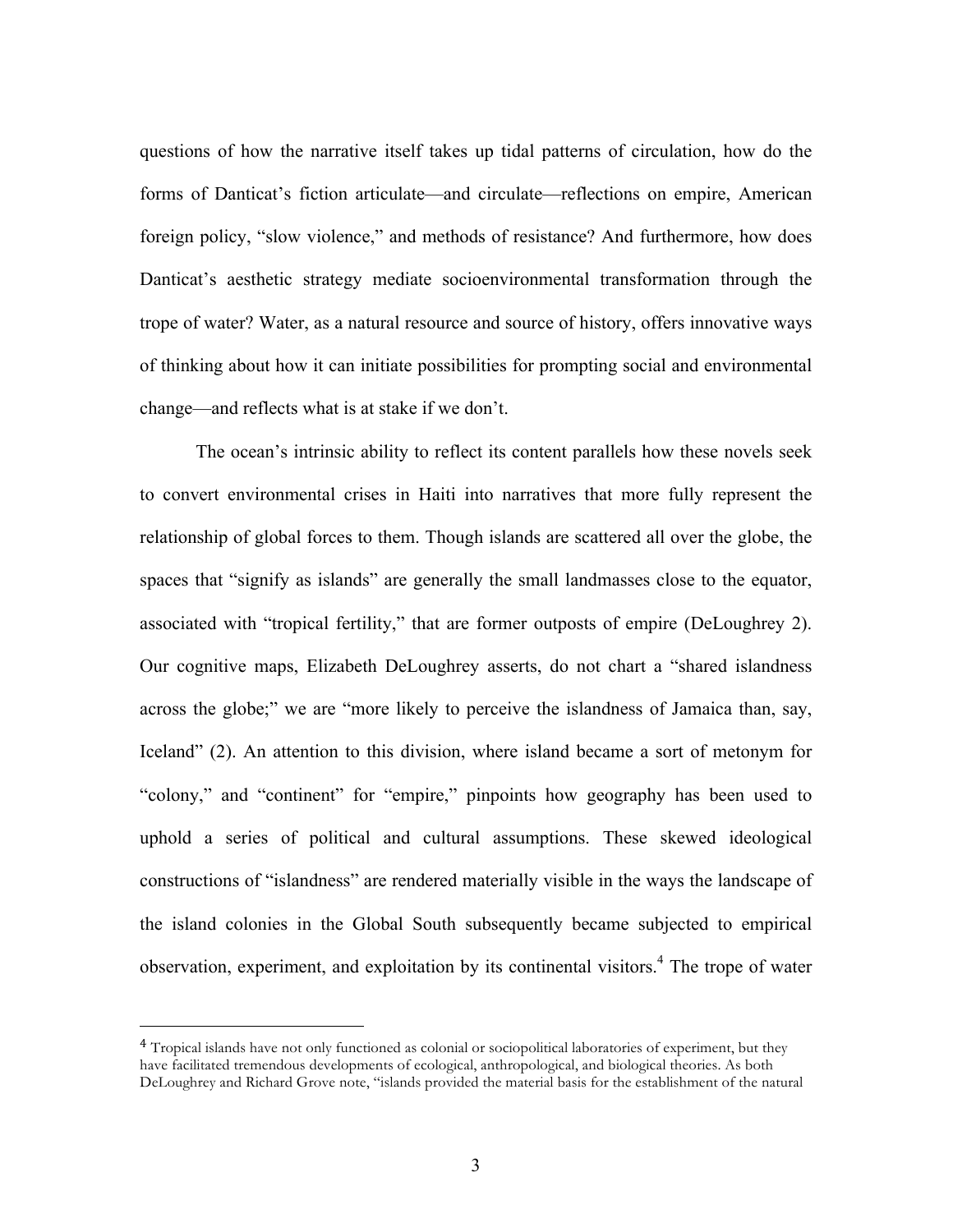questions of how the narrative itself takes up tidal patterns of circulation, how do the forms of Danticat's fiction articulate—and circulate—reflections on empire, American foreign policy, "slow violence," and methods of resistance? And furthermore, how does Danticat's aesthetic strategy mediate socioenvironmental transformation through the trope of water? Water, as a natural resource and source of history, offers innovative ways of thinking about how it can initiate possibilities for prompting social and environmental change—and reflects what is at stake if we don't.

The ocean's intrinsic ability to reflect its content parallels how these novels seek to convert environmental crises in Haiti into narratives that more fully represent the relationship of global forces to them. Though islands are scattered all over the globe, the spaces that "signify as islands" are generally the small landmasses close to the equator, associated with "tropical fertility," that are former outposts of empire (DeLoughrey 2). Our cognitive maps, Elizabeth DeLoughrey asserts, do not chart a "shared islandness across the globe;" we are "more likely to perceive the islandness of Jamaica than, say, Iceland" (2). An attention to this division, where island became a sort of metonym for "colony," and "continent" for "empire," pinpoints how geography has been used to uphold a series of political and cultural assumptions. These skewed ideological constructions of "islandness" are rendered materially visible in the ways the landscape of the island colonies in the Global South subsequently became subjected to empirical observation, experiment, and exploitation by its continental visitors.[4] The trope of water

[4] Tropical islands have not only functioned as colonial or sociopolitical laboratories of experiment, but they have facilitated tremendous developments of ecological, anthropological, and biological theories. As both DeLoughrey and Richard Grove note, "islands provided the material basis for the establishment of the natural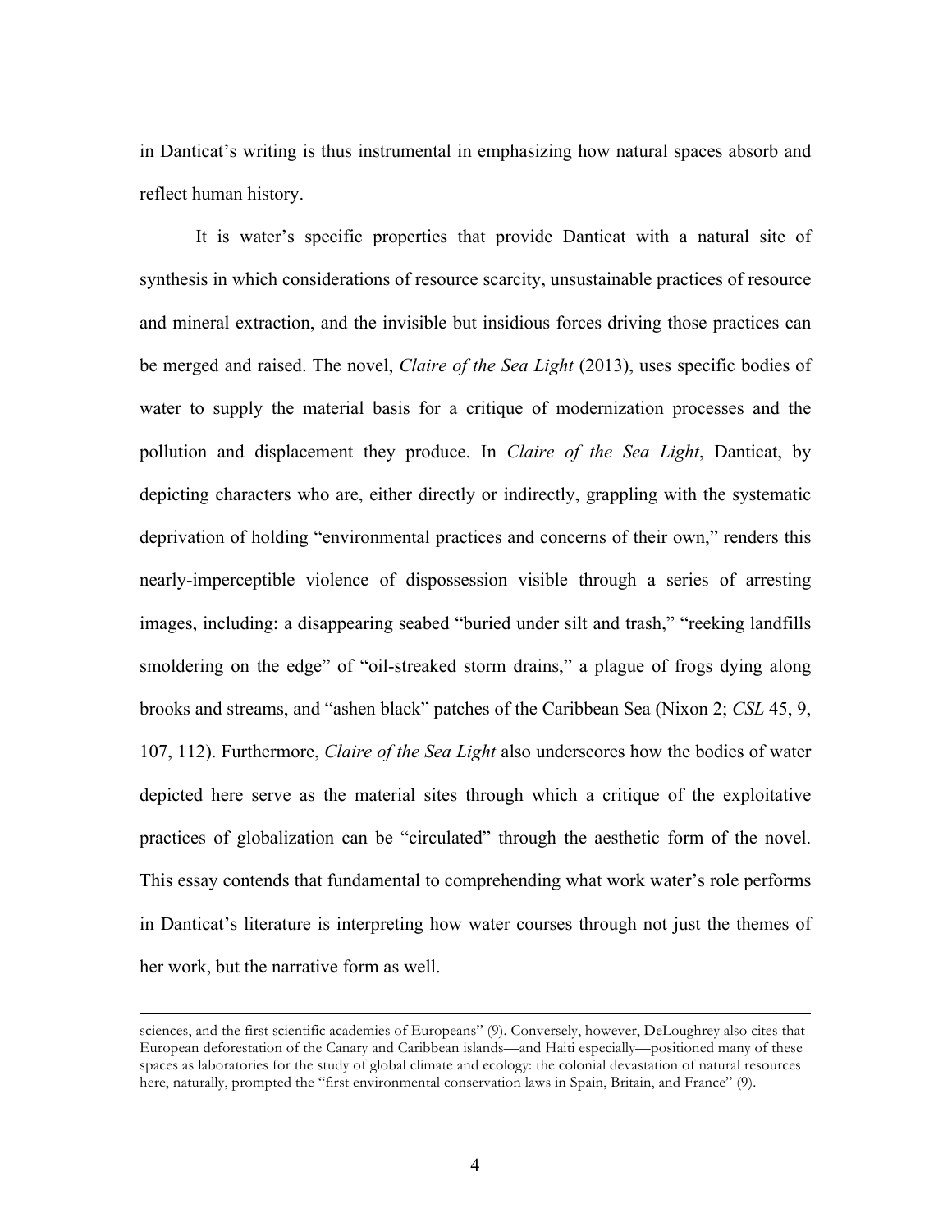in Danticat's writing is thus instrumental in emphasizing how natural spaces absorb and reflect human history.

It is water's specific properties that provide Danticat with a natural site of synthesis in which considerations of resource scarcity, unsustainable practices of resource and mineral extraction, and the invisible but insidious forces driving those practices can be merged and raised. The novel, *Claire of the Sea Light* (2013), uses specific bodies of water to supply the material basis for a critique of modernization processes and the pollution and displacement they produce. In *Claire of the Sea Light*, Danticat, by depicting characters who are, either directly or indirectly, grappling with the systematic deprivation of holding "environmental practices and concerns of their own," renders this nearly-imperceptible violence of dispossession visible through a series of arresting images, including: a disappearing seabed "buried under silt and trash," "reeking landfills smoldering on the edge" of "oil-streaked storm drains," a plague of frogs dying along brooks and streams, and "ashen black" patches of the Caribbean Sea (Nixon 2; *CSL* 45, 9, 107, 112). Furthermore, *Claire of the Sea Light* also underscores how the bodies of water depicted here serve as the material sites through which a critique of the exploitative practices of globalization can be "circulated" through the aesthetic form of the novel. This essay contends that fundamental to comprehending what work water's role performs in Danticat's literature is interpreting how water courses through not just the themes of her work, but the narrative form as well.

---

sciences, and the first scientific academies of Europeans" (9). Conversely, however, DeLoughrey also cites that European deforestation of the Canary and Caribbean islands—and Haiti especially—positioned many of these spaces as laboratories for the study of global climate and ecology: the colonial devastation of natural resources here, naturally, prompted the "first environmental conservation laws in Spain, Britain, and France" (9).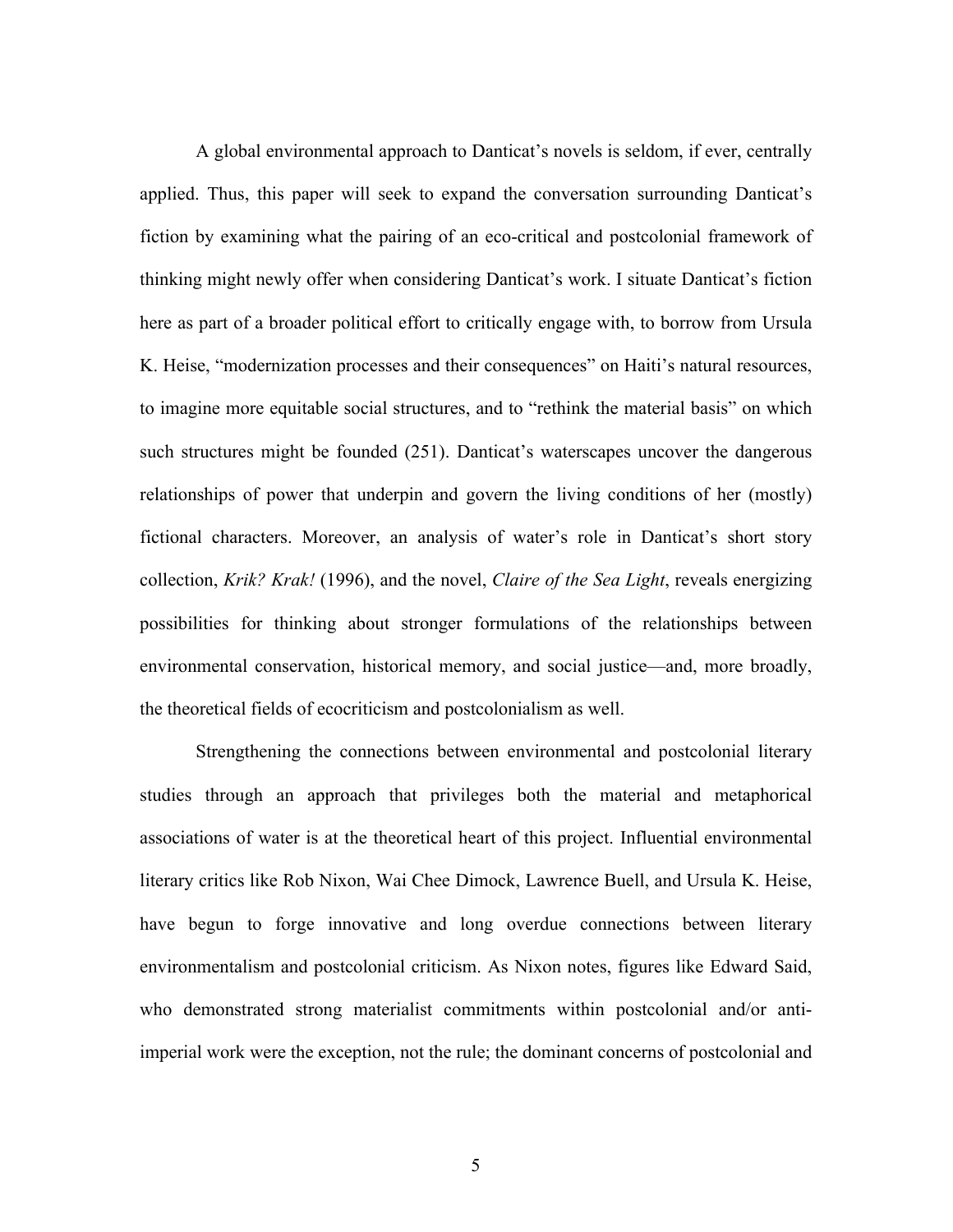A global environmental approach to Danticat's novels is seldom, if ever, centrally applied. Thus, this paper will seek to expand the conversation surrounding Danticat's fiction by examining what the pairing of an eco-critical and postcolonial framework of thinking might newly offer when considering Danticat's work. I situate Danticat's fiction here as part of a broader political effort to critically engage with, to borrow from Ursula K. Heise, "modernization processes and their consequences" on Haiti's natural resources, to imagine more equitable social structures, and to "rethink the material basis" on which such structures might be founded (251). Danticat's waterscapes uncover the dangerous relationships of power that underpin and govern the living conditions of her (mostly) fictional characters. Moreover, an analysis of water's role in Danticat's short story collection, *Krik? Krak!* (1996), and the novel, *Claire of the Sea Light*, reveals energizing possibilities for thinking about stronger formulations of the relationships between environmental conservation, historical memory, and social justice—and, more broadly, the theoretical fields of ecocriticism and postcolonialism as well.

Strengthening the connections between environmental and postcolonial literary studies through an approach that privileges both the material and metaphorical associations of water is at the theoretical heart of this project. Influential environmental literary critics like Rob Nixon, Wai Chee Dimock, Lawrence Buell, and Ursula K. Heise, have begun to forge innovative and long overdue connections between literary environmentalism and postcolonial criticism. As Nixon notes, figures like Edward Said, who demonstrated strong materialist commitments within postcolonial and/or anti-imperial work were the exception, not the rule; the dominant concerns of postcolonial and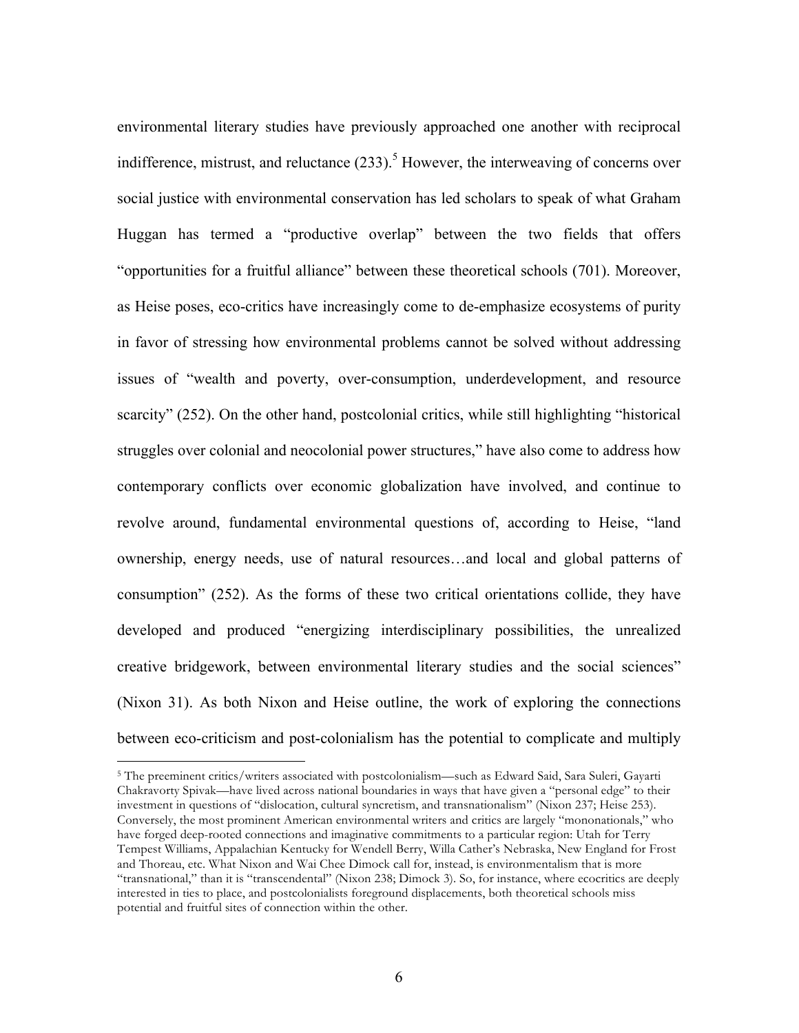environmental literary studies have previously approached one another with reciprocal indifference, mistrust, and reluctance (233).[5] However, the interweaving of concerns over social justice with environmental conservation has led scholars to speak of what Graham Huggan has termed a "productive overlap" between the two fields that offers "opportunities for a fruitful alliance" between these theoretical schools (701). Moreover, as Heise poses, eco-critics have increasingly come to de-emphasize ecosystems of purity in favor of stressing how environmental problems cannot be solved without addressing issues of "wealth and poverty, over-consumption, underdevelopment, and resource scarcity" (252). On the other hand, postcolonial critics, while still highlighting "historical struggles over colonial and neocolonial power structures," have also come to address how contemporary conflicts over economic globalization have involved, and continue to revolve around, fundamental environmental questions of, according to Heise, "land ownership, energy needs, use of natural resources…and local and global patterns of consumption" (252). As the forms of these two critical orientations collide, they have developed and produced "energizing interdisciplinary possibilities, the unrealized creative bridgework, between environmental literary studies and the social sciences" (Nixon 31). As both Nixon and Heise outline, the work of exploring the connections between eco-criticism and post-colonialism has the potential to complicate and multiply

---

[5] The preeminent critics/writers associated with postcolonialism—such as Edward Said, Sara Suleri, Gayarti Chakravorty Spivak—have lived across national boundaries in ways that have given a "personal edge" to their investment in questions of "dislocation, cultural syncretism, and transnationalism" (Nixon 237; Heise 253). Conversely, the most prominent American environmental writers and critics are largely "mononationals," who have forged deep-rooted connections and imaginative commitments to a particular region: Utah for Terry Tempest Williams, Appalachian Kentucky for Wendell Berry, Willa Cather's Nebraska, New England for Frost and Thoreau, etc. What Nixon and Wai Chee Dimock call for, instead, is environmentalism that is more "transnational," than it is "transcendental" (Nixon 238; Dimock 3). So, for instance, where ecocritics are deeply interested in ties to place, and postcolonialists foreground displacements, both theoretical schools miss potential and fruitful sites of connection within the other.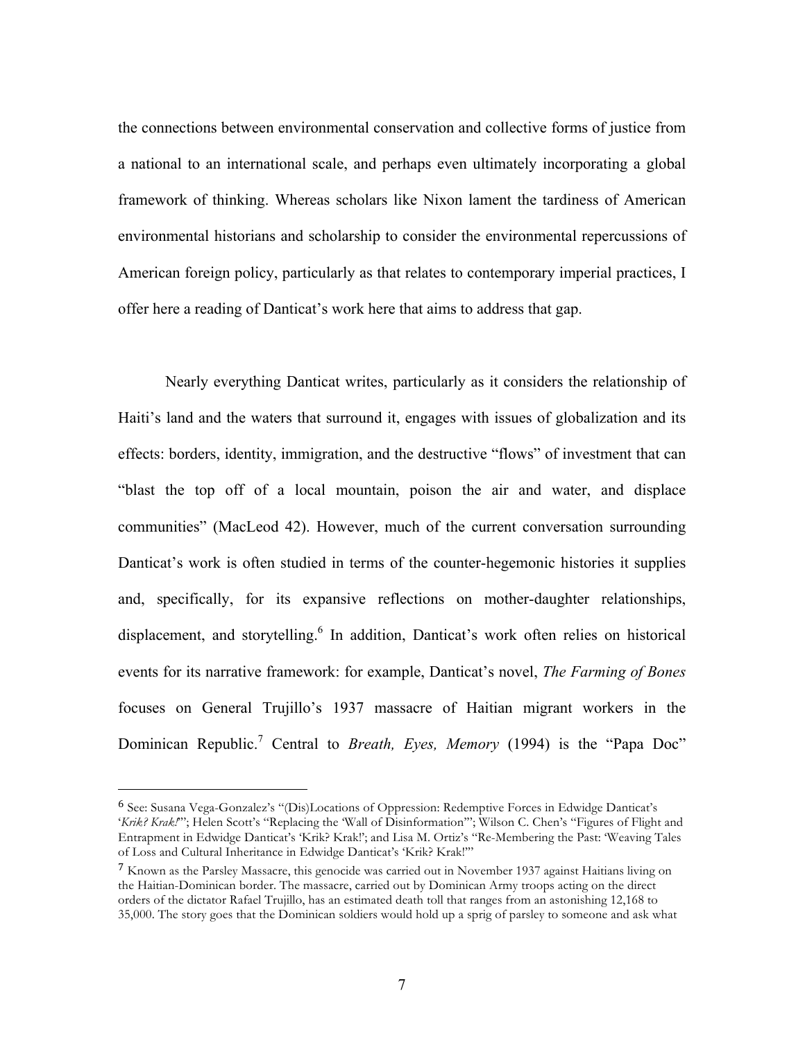the connections between environmental conservation and collective forms of justice from a national to an international scale, and perhaps even ultimately incorporating a global framework of thinking. Whereas scholars like Nixon lament the tardiness of American environmental historians and scholarship to consider the environmental repercussions of American foreign policy, particularly as that relates to contemporary imperial practices, I offer here a reading of Danticat's work here that aims to address that gap.

Nearly everything Danticat writes, particularly as it considers the relationship of Haiti's land and the waters that surround it, engages with issues of globalization and its effects: borders, identity, immigration, and the destructive "flows" of investment that can "blast the top off of a local mountain, poison the air and water, and displace communities" (MacLeod 42). However, much of the current conversation surrounding Danticat's work is often studied in terms of the counter-hegemonic histories it supplies and, specifically, for its expansive reflections on mother-daughter relationships, displacement, and storytelling.[6] In addition, Danticat's work often relies on historical events for its narrative framework: for example, Danticat's novel, *The Farming of Bones* focuses on General Trujillo's 1937 massacre of Haitian migrant workers in the Dominican Republic.[7] Central to *Breath, Eyes, Memory* (1994) is the "Papa Doc"

---

[6] See: Susana Vega-Gonzalez's "(Dis)Locations of Oppression: Redemptive Forces in Edwidge Danticat's '*Krik? Krak!*'"; Helen Scott's "Replacing the 'Wall of Disinformation'"; Wilson C. Chen's "Figures of Flight and Entrapment in Edwidge Danticat's 'Krik? Krak!'; and Lisa M. Ortiz's "Re-Membering the Past: 'Weaving Tales of Loss and Cultural Inheritance in Edwidge Danticat's 'Krik? Krak!'"

[7] Known as the Parsley Massacre, this genocide was carried out in November 1937 against Haitians living on the Haitian-Dominican border. The massacre, carried out by Dominican Army troops acting on the direct orders of the dictator Rafael Trujillo, has an estimated death toll that ranges from an astonishing 12,168 to 35,000. The story goes that the Dominican soldiers would hold up a sprig of parsley to someone and ask what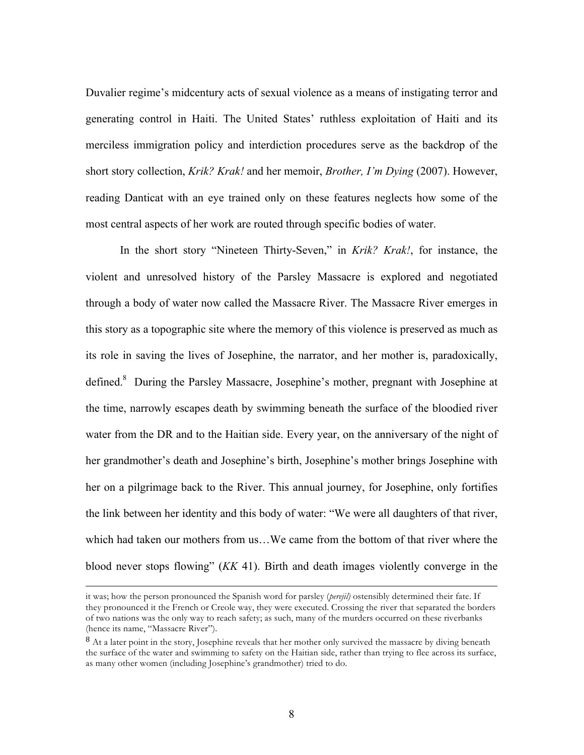Duvalier regime's midcentury acts of sexual violence as a means of instigating terror and generating control in Haiti. The United States' ruthless exploitation of Haiti and its merciless immigration policy and interdiction procedures serve as the backdrop of the short story collection, *Krik? Krak!* and her memoir, *Brother, I'm Dying* (2007). However, reading Danticat with an eye trained only on these features neglects how some of the most central aspects of her work are routed through specific bodies of water.

In the short story "Nineteen Thirty-Seven," in *Krik? Krak!*, for instance, the violent and unresolved history of the Parsley Massacre is explored and negotiated through a body of water now called the Massacre River. The Massacre River emerges in this story as a topographic site where the memory of this violence is preserved as much as its role in saving the lives of Josephine, the narrator, and her mother is, paradoxically, defined.[8] During the Parsley Massacre, Josephine's mother, pregnant with Josephine at the time, narrowly escapes death by swimming beneath the surface of the bloodied river water from the DR and to the Haitian side. Every year, on the anniversary of the night of her grandmother's death and Josephine's birth, Josephine's mother brings Josephine with her on a pilgrimage back to the River. This annual journey, for Josephine, only fortifies the link between her identity and this body of water: "We were all daughters of that river, which had taken our mothers from us…We came from the bottom of that river where the blood never stops flowing" (*KK* 41). Birth and death images violently converge in the

---

it was; how the person pronounced the Spanish word for parsley (*perejil)* ostensibly determined their fate. If they pronounced it the French or Creole way, they were executed. Crossing the river that separated the borders of two nations was the only way to reach safety; as such, many of the murders occurred on these riverbanks (hence its name, "Massacre River").

[8] At a later point in the story, Josephine reveals that her mother only survived the massacre by diving beneath the surface of the water and swimming to safety on the Haitian side, rather than trying to flee across its surface, as many other women (including Josephine's grandmother) tried to do.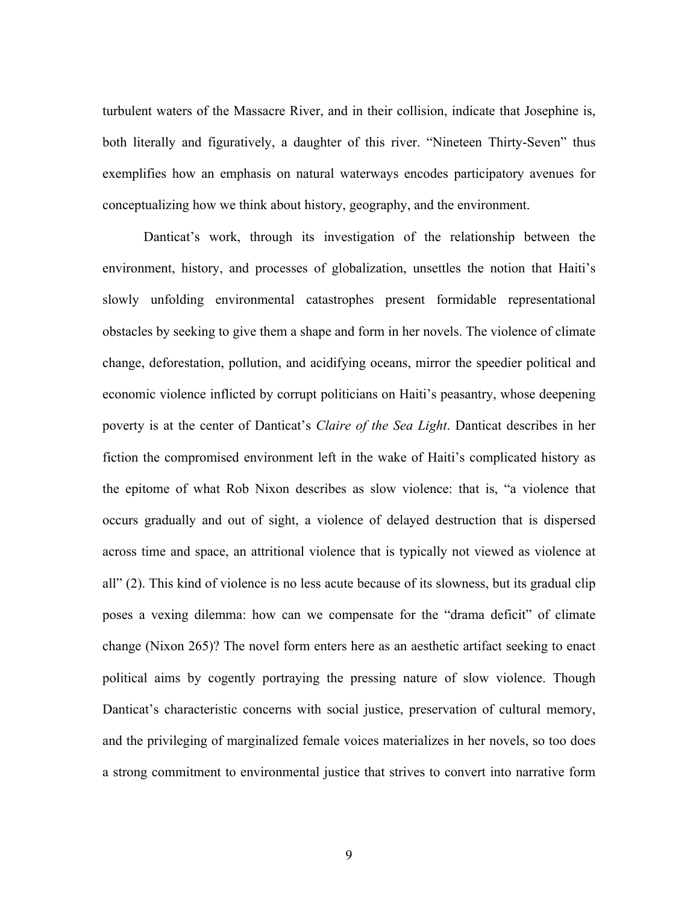turbulent waters of the Massacre River, and in their collision, indicate that Josephine is, both literally and figuratively, a daughter of this river. "Nineteen Thirty-Seven" thus exemplifies how an emphasis on natural waterways encodes participatory avenues for conceptualizing how we think about history, geography, and the environment.

Danticat's work, through its investigation of the relationship between the environment, history, and processes of globalization, unsettles the notion that Haiti's slowly unfolding environmental catastrophes present formidable representational obstacles by seeking to give them a shape and form in her novels. The violence of climate change, deforestation, pollution, and acidifying oceans, mirror the speedier political and economic violence inflicted by corrupt politicians on Haiti's peasantry, whose deepening poverty is at the center of Danticat's *Claire of the Sea Light*. Danticat describes in her fiction the compromised environment left in the wake of Haiti's complicated history as the epitome of what Rob Nixon describes as slow violence: that is, "a violence that occurs gradually and out of sight, a violence of delayed destruction that is dispersed across time and space, an attritional violence that is typically not viewed as violence at all" (2). This kind of violence is no less acute because of its slowness, but its gradual clip poses a vexing dilemma: how can we compensate for the "drama deficit" of climate change (Nixon 265)? The novel form enters here as an aesthetic artifact seeking to enact political aims by cogently portraying the pressing nature of slow violence. Though Danticat's characteristic concerns with social justice, preservation of cultural memory, and the privileging of marginalized female voices materializes in her novels, so too does a strong commitment to environmental justice that strives to convert into narrative form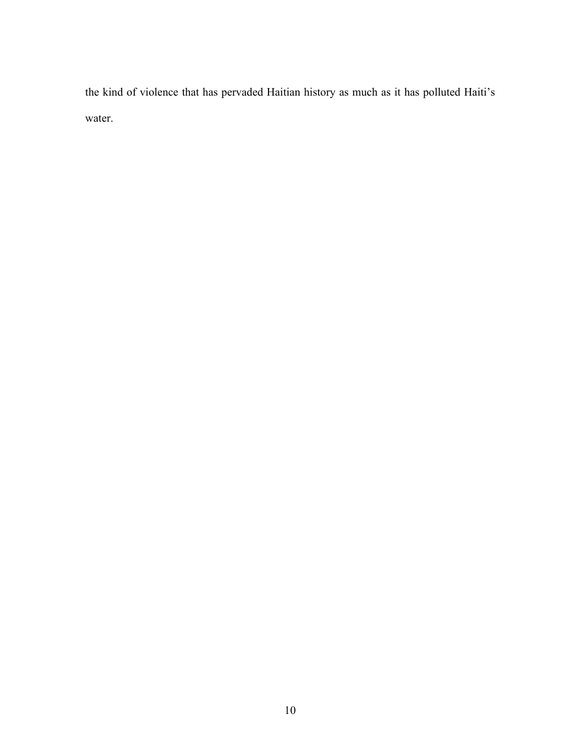the kind of violence that has pervaded Haitian history as much as it has polluted Haiti's water.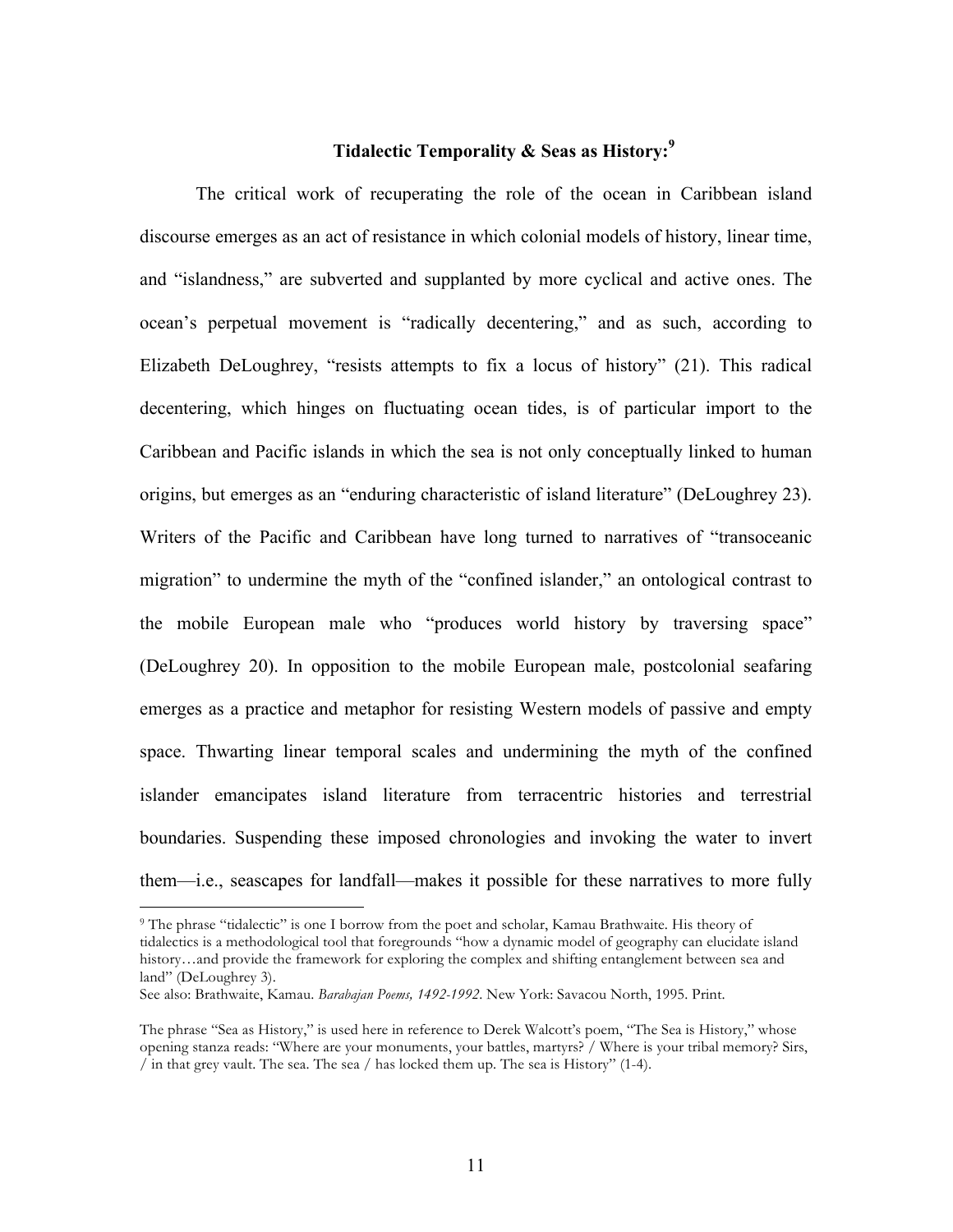### Tidalectic Temporality & Seas as History:[9]

The critical work of recuperating the role of the ocean in Caribbean island discourse emerges as an act of resistance in which colonial models of history, linear time, and "islandness," are subverted and supplanted by more cyclical and active ones. The ocean's perpetual movement is "radically decentering," and as such, according to Elizabeth DeLoughrey, "resists attempts to fix a locus of history" (21). This radical decentering, which hinges on fluctuating ocean tides, is of particular import to the Caribbean and Pacific islands in which the sea is not only conceptually linked to human origins, but emerges as an "enduring characteristic of island literature" (DeLoughrey 23). Writers of the Pacific and Caribbean have long turned to narratives of "transoceanic migration" to undermine the myth of the "confined islander," an ontological contrast to the mobile European male who "produces world history by traversing space" (DeLoughrey 20). In opposition to the mobile European male, postcolonial seafaring emerges as a practice and metaphor for resisting Western models of passive and empty space. Thwarting linear temporal scales and undermining the myth of the confined islander emancipates island literature from terracentric histories and terrestrial boundaries. Suspending these imposed chronologies and invoking the water to invert them—i.e., seascapes for landfall—makes it possible for these narratives to more fully

---

[9] The phrase "tidalectic" is one I borrow from the poet and scholar, Kamau Brathwaite. His theory of tidalectics is a methodological tool that foregrounds "how a dynamic model of geography can elucidate island history…and provide the framework for exploring the complex and shifting entanglement between sea and land" (DeLoughrey 3).
See also: Brathwaite, Kamau. *Barabajan Poems, 1492-1992*. New York: Savacou North, 1995. Print.

The phrase "Sea as History," is used here in reference to Derek Walcott's poem, "The Sea is History," whose opening stanza reads: "Where are your monuments, your battles, martyrs? / Where is your tribal memory? Sirs, / in that grey vault. The sea. The sea / has locked them up. The sea is History" (1-4).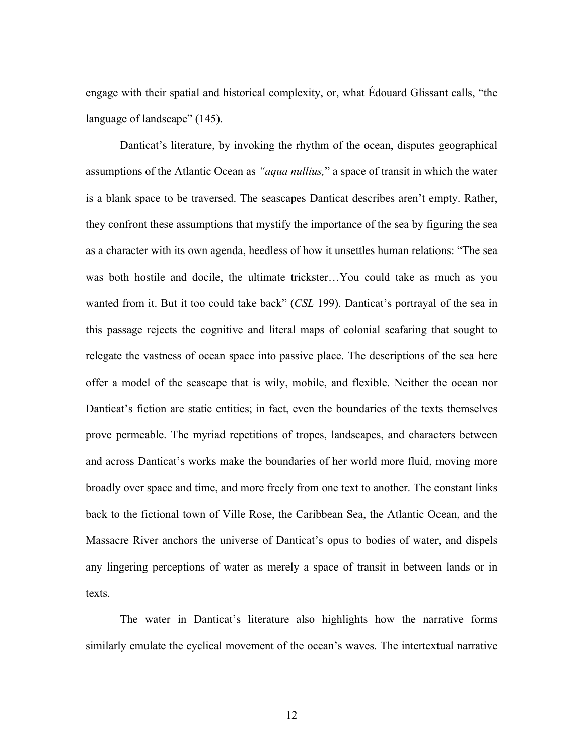engage with their spatial and historical complexity, or, what Édouard Glissant calls, "the language of landscape" (145).

Danticat's literature, by invoking the rhythm of the ocean, disputes geographical assumptions of the Atlantic Ocean as *"aqua nullius,*" a space of transit in which the water is a blank space to be traversed. The seascapes Danticat describes aren't empty. Rather, they confront these assumptions that mystify the importance of the sea by figuring the sea as a character with its own agenda, heedless of how it unsettles human relations: "The sea was both hostile and docile, the ultimate trickster…You could take as much as you wanted from it. But it too could take back" (*CSL* 199). Danticat's portrayal of the sea in this passage rejects the cognitive and literal maps of colonial seafaring that sought to relegate the vastness of ocean space into passive place. The descriptions of the sea here offer a model of the seascape that is wily, mobile, and flexible. Neither the ocean nor Danticat's fiction are static entities; in fact, even the boundaries of the texts themselves prove permeable. The myriad repetitions of tropes, landscapes, and characters between and across Danticat's works make the boundaries of her world more fluid, moving more broadly over space and time, and more freely from one text to another. The constant links back to the fictional town of Ville Rose, the Caribbean Sea, the Atlantic Ocean, and the Massacre River anchors the universe of Danticat's opus to bodies of water, and dispels any lingering perceptions of water as merely a space of transit in between lands or in texts.

The water in Danticat's literature also highlights how the narrative forms similarly emulate the cyclical movement of the ocean's waves. The intertextual narrative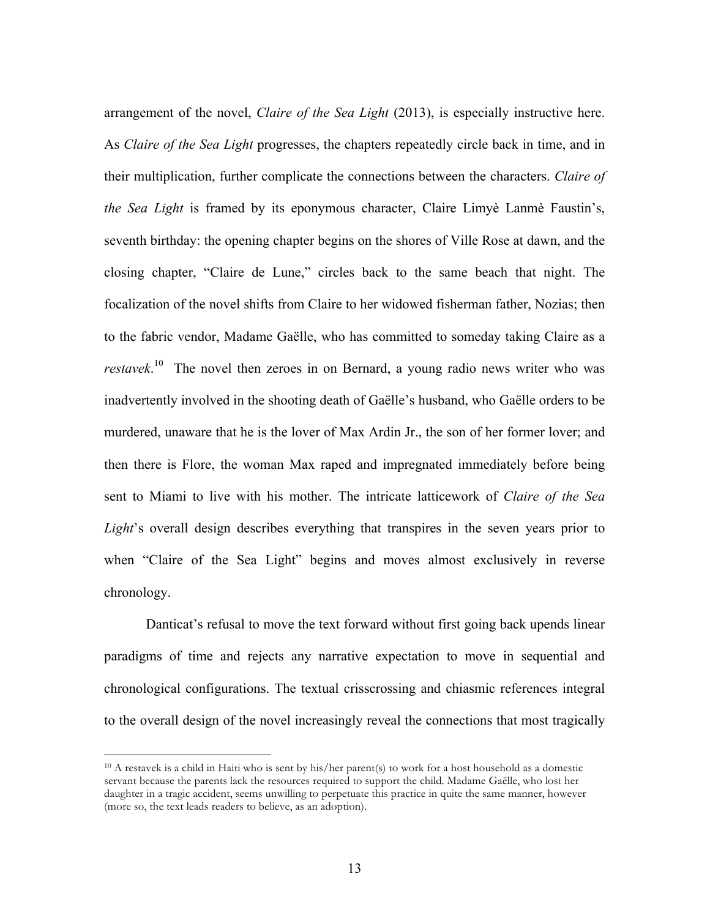arrangement of the novel, *Claire of the Sea Light* (2013), is especially instructive here. As *Claire of the Sea Light* progresses, the chapters repeatedly circle back in time, and in their multiplication, further complicate the connections between the characters. *Claire of the Sea Light* is framed by its eponymous character, Claire Limyè Lanmè Faustin's, seventh birthday: the opening chapter begins on the shores of Ville Rose at dawn, and the closing chapter, "Claire de Lune," circles back to the same beach that night. The focalization of the novel shifts from Claire to her widowed fisherman father, Nozias; then to the fabric vendor, Madame Gaëlle, who has committed to someday taking Claire as a *restavek*.[10] The novel then zeroes in on Bernard, a young radio news writer who was inadvertently involved in the shooting death of Gaëlle's husband, who Gaëlle orders to be murdered, unaware that he is the lover of Max Ardin Jr., the son of her former lover; and then there is Flore, the woman Max raped and impregnated immediately before being sent to Miami to live with his mother. The intricate latticework of *Claire of the Sea Light*'s overall design describes everything that transpires in the seven years prior to when "Claire of the Sea Light" begins and moves almost exclusively in reverse chronology.

Danticat's refusal to move the text forward without first going back upends linear paradigms of time and rejects any narrative expectation to move in sequential and chronological configurations. The textual crisscrossing and chiasmic references integral to the overall design of the novel increasingly reveal the connections that most tragically

[10] A restavek is a child in Haiti who is sent by his/her parent(s) to work for a host household as a domestic servant because the parents lack the resources required to support the child. Madame Gaëlle, who lost her daughter in a tragic accident, seems unwilling to perpetuate this practice in quite the same manner, however (more so, the text leads readers to believe, as an adoption).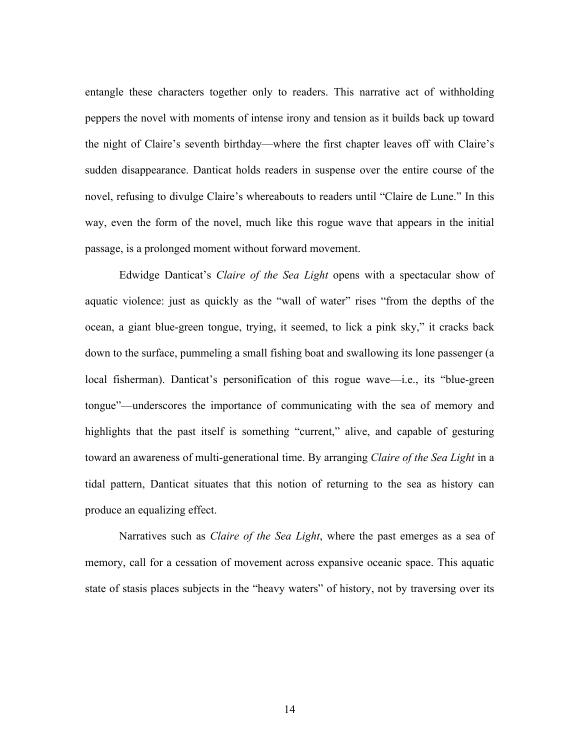entangle these characters together only to readers. This narrative act of withholding peppers the novel with moments of intense irony and tension as it builds back up toward the night of Claire's seventh birthday—where the first chapter leaves off with Claire's sudden disappearance. Danticat holds readers in suspense over the entire course of the novel, refusing to divulge Claire's whereabouts to readers until "Claire de Lune." In this way, even the form of the novel, much like this rogue wave that appears in the initial passage, is a prolonged moment without forward movement.

Edwidge Danticat's *Claire of the Sea Light* opens with a spectacular show of aquatic violence: just as quickly as the "wall of water" rises "from the depths of the ocean, a giant blue-green tongue, trying, it seemed, to lick a pink sky," it cracks back down to the surface, pummeling a small fishing boat and swallowing its lone passenger (a local fisherman). Danticat's personification of this rogue wave—i.e., its "blue-green tongue"—underscores the importance of communicating with the sea of memory and highlights that the past itself is something "current," alive, and capable of gesturing toward an awareness of multi-generational time. By arranging *Claire of the Sea Light* in a tidal pattern, Danticat situates that this notion of returning to the sea as history can produce an equalizing effect.

Narratives such as *Claire of the Sea Light*, where the past emerges as a sea of memory, call for a cessation of movement across expansive oceanic space. This aquatic state of stasis places subjects in the "heavy waters" of history, not by traversing over its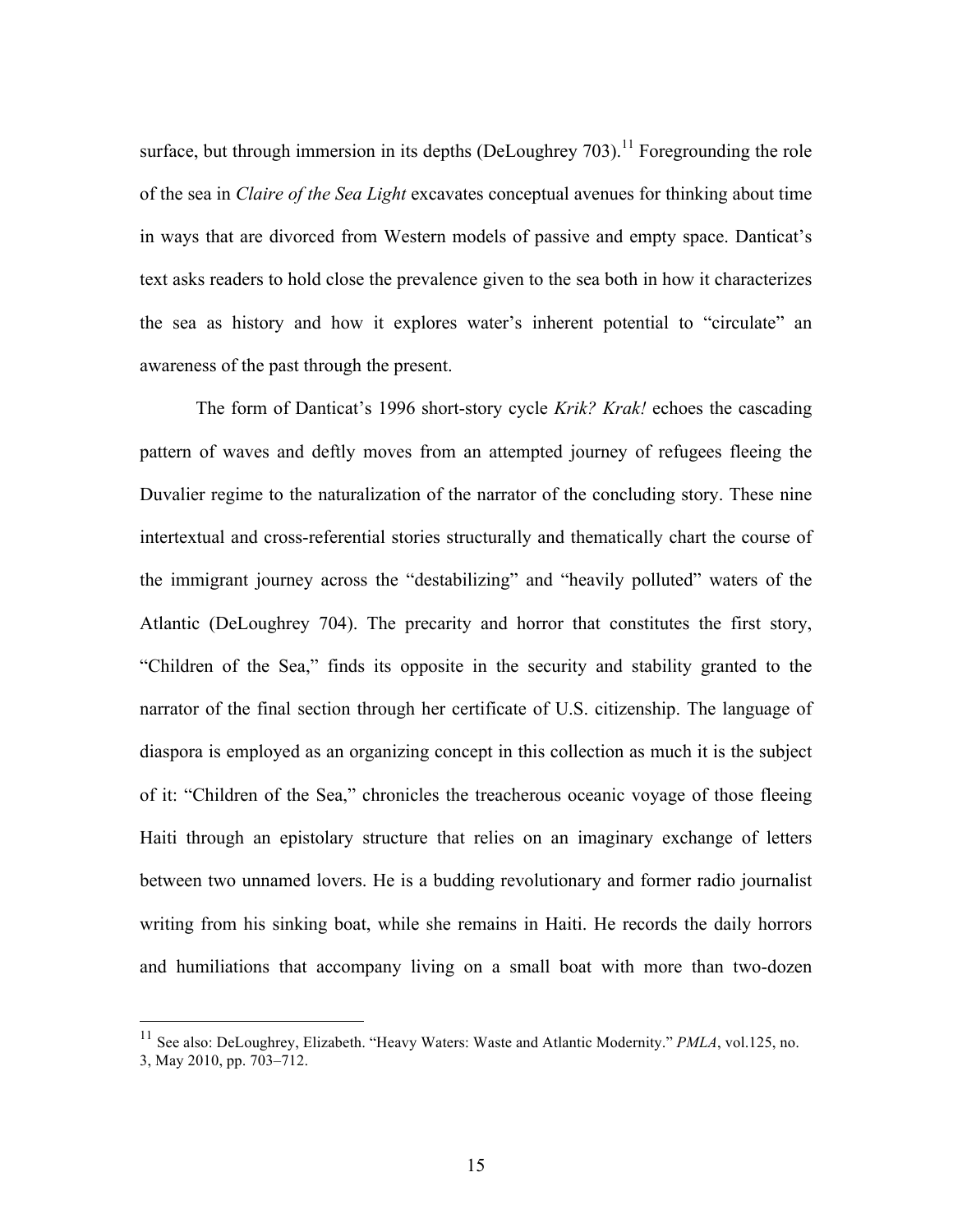surface, but through immersion in its depths (DeLoughrey 703).[11] Foregrounding the role of the sea in *Claire of the Sea Light* excavates conceptual avenues for thinking about time in ways that are divorced from Western models of passive and empty space. Danticat's text asks readers to hold close the prevalence given to the sea both in how it characterizes the sea as history and how it explores water's inherent potential to "circulate" an awareness of the past through the present.

The form of Danticat's 1996 short-story cycle *Krik? Krak!* echoes the cascading pattern of waves and deftly moves from an attempted journey of refugees fleeing the Duvalier regime to the naturalization of the narrator of the concluding story. These nine intertextual and cross-referential stories structurally and thematically chart the course of the immigrant journey across the "destabilizing" and "heavily polluted" waters of the Atlantic (DeLoughrey 704). The precarity and horror that constitutes the first story, "Children of the Sea," finds its opposite in the security and stability granted to the narrator of the final section through her certificate of U.S. citizenship. The language of diaspora is employed as an organizing concept in this collection as much it is the subject of it: "Children of the Sea," chronicles the treacherous oceanic voyage of those fleeing Haiti through an epistolary structure that relies on an imaginary exchange of letters between two unnamed lovers. He is a budding revolutionary and former radio journalist writing from his sinking boat, while she remains in Haiti. He records the daily horrors and humiliations that accompany living on a small boat with more than two-dozen

[11] See also: DeLoughrey, Elizabeth. "Heavy Waters: Waste and Atlantic Modernity." *PMLA*, vol.125, no. 3, May 2010, pp. 703–712.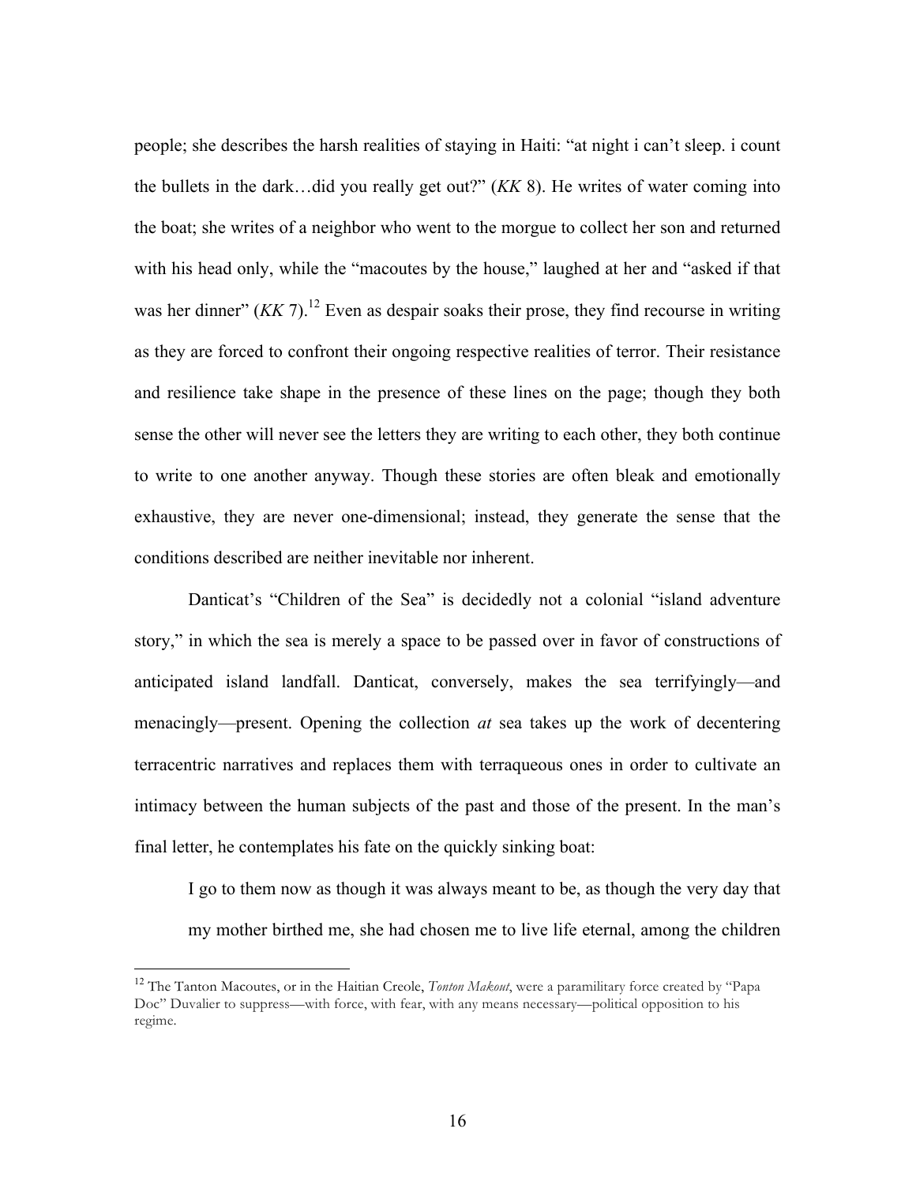people; she describes the harsh realities of staying in Haiti: "at night i can't sleep. i count the bullets in the dark…did you really get out?" (*KK* 8). He writes of water coming into the boat; she writes of a neighbor who went to the morgue to collect her son and returned with his head only, while the "macoutes by the house," laughed at her and "asked if that was her dinner" (*KK* 7).[12] Even as despair soaks their prose, they find recourse in writing as they are forced to confront their ongoing respective realities of terror. Their resistance and resilience take shape in the presence of these lines on the page; though they both sense the other will never see the letters they are writing to each other, they both continue to write to one another anyway. Though these stories are often bleak and emotionally exhaustive, they are never one-dimensional; instead, they generate the sense that the conditions described are neither inevitable nor inherent.

Danticat's "Children of the Sea" is decidedly not a colonial "island adventure story," in which the sea is merely a space to be passed over in favor of constructions of anticipated island landfall. Danticat, conversely, makes the sea terrifyingly—and menacingly—present. Opening the collection *at* sea takes up the work of decentering terracentric narratives and replaces them with terraqueous ones in order to cultivate an intimacy between the human subjects of the past and those of the present. In the man's final letter, he contemplates his fate on the quickly sinking boat:

> I go to them now as though it was always meant to be, as though the very day that my mother birthed me, she had chosen me to live life eternal, among the children

[12] The Tanton Macoutes, or in the Haitian Creole, *Tonton Makout*, were a paramilitary force created by "Papa Doc" Duvalier to suppress—with force, with fear, with any means necessary—political opposition to his regime.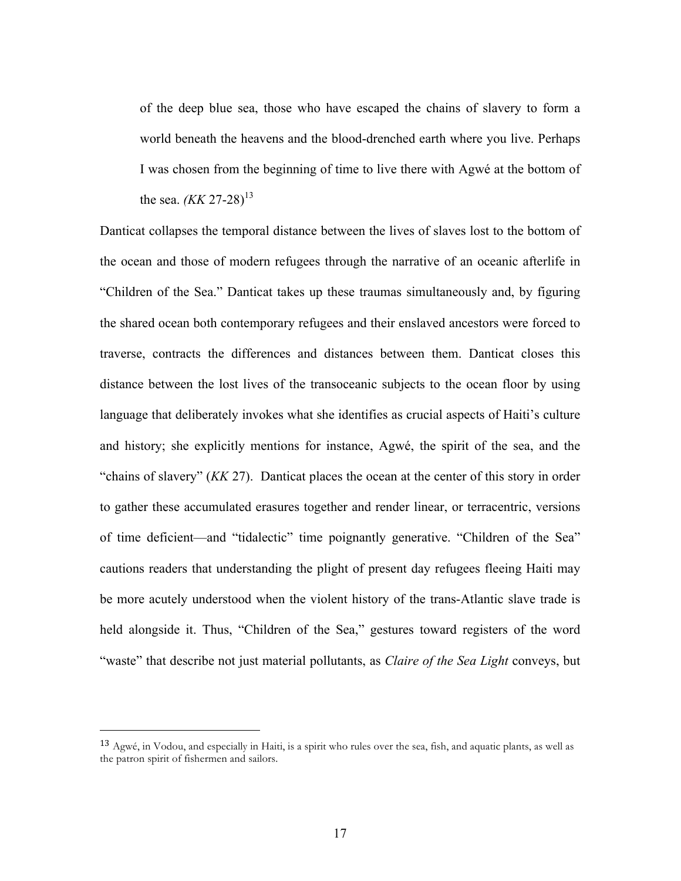> of the deep blue sea, those who have escaped the chains of slavery to form a world beneath the heavens and the blood-drenched earth where you live. Perhaps I was chosen from the beginning of time to live there with Agwé at the bottom of the sea. *(KK* 27-28)[13]

Danticat collapses the temporal distance between the lives of slaves lost to the bottom of the ocean and those of modern refugees through the narrative of an oceanic afterlife in "Children of the Sea." Danticat takes up these traumas simultaneously and, by figuring the shared ocean both contemporary refugees and their enslaved ancestors were forced to traverse, contracts the differences and distances between them. Danticat closes this distance between the lost lives of the transoceanic subjects to the ocean floor by using language that deliberately invokes what she identifies as crucial aspects of Haiti's culture and history; she explicitly mentions for instance, Agwé, the spirit of the sea, and the "chains of slavery" (*KK* 27). Danticat places the ocean at the center of this story in order to gather these accumulated erasures together and render linear, or terracentric, versions of time deficient—and "tidalectic" time poignantly generative. "Children of the Sea" cautions readers that understanding the plight of present day refugees fleeing Haiti may be more acutely understood when the violent history of the trans-Atlantic slave trade is held alongside it. Thus, "Children of the Sea," gestures toward registers of the word "waste" that describe not just material pollutants, as *Claire of the Sea Light* conveys, but

---

[13] Agwé, in Vodou, and especially in Haiti, is a spirit who rules over the sea, fish, and aquatic plants, as well as the patron spirit of fishermen and sailors.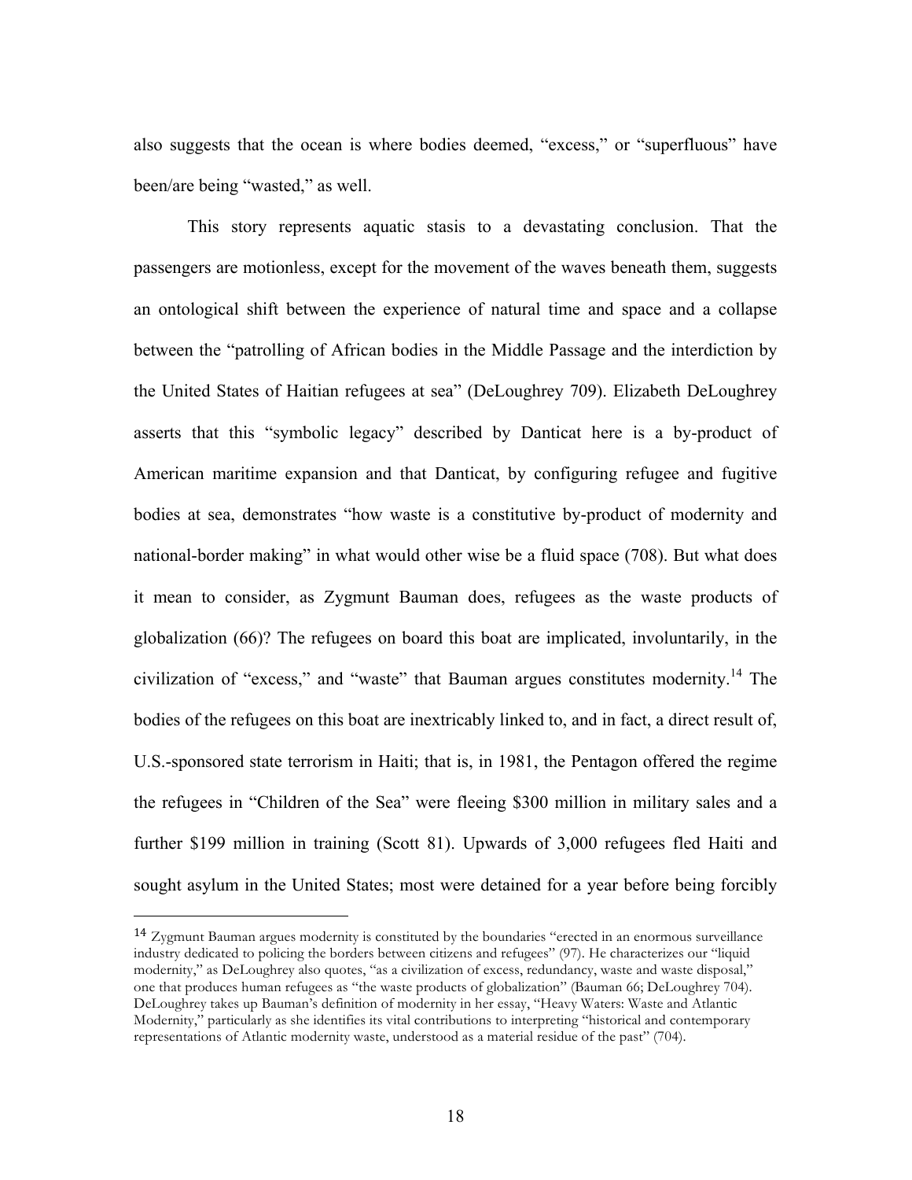also suggests that the ocean is where bodies deemed, "excess," or "superfluous" have been/are being "wasted," as well.

This story represents aquatic stasis to a devastating conclusion. That the passengers are motionless, except for the movement of the waves beneath them, suggests an ontological shift between the experience of natural time and space and a collapse between the "patrolling of African bodies in the Middle Passage and the interdiction by the United States of Haitian refugees at sea" (DeLoughrey 709). Elizabeth DeLoughrey asserts that this "symbolic legacy" described by Danticat here is a by-product of American maritime expansion and that Danticat, by configuring refugee and fugitive bodies at sea, demonstrates "how waste is a constitutive by-product of modernity and national-border making" in what would other wise be a fluid space (708). But what does it mean to consider, as Zygmunt Bauman does, refugees as the waste products of globalization (66)? The refugees on board this boat are implicated, involuntarily, in the civilization of "excess," and "waste" that Bauman argues constitutes modernity.[14] The bodies of the refugees on this boat are inextricably linked to, and in fact, a direct result of, U.S.-sponsored state terrorism in Haiti; that is, in 1981, the Pentagon offered the regime the refugees in "Children of the Sea" were fleeing \$300 million in military sales and a further \$199 million in training (Scott 81). Upwards of 3,000 refugees fled Haiti and sought asylum in the United States; most were detained for a year before being forcibly

---

[14] Zygmunt Bauman argues modernity is constituted by the boundaries "erected in an enormous surveillance industry dedicated to policing the borders between citizens and refugees" (97). He characterizes our "liquid modernity," as DeLoughrey also quotes, "as a civilization of excess, redundancy, waste and waste disposal," one that produces human refugees as "the waste products of globalization" (Bauman 66; DeLoughrey 704). DeLoughrey takes up Bauman's definition of modernity in her essay, "Heavy Waters: Waste and Atlantic Modernity," particularly as she identifies its vital contributions to interpreting "historical and contemporary representations of Atlantic modernity waste, understood as a material residue of the past" (704).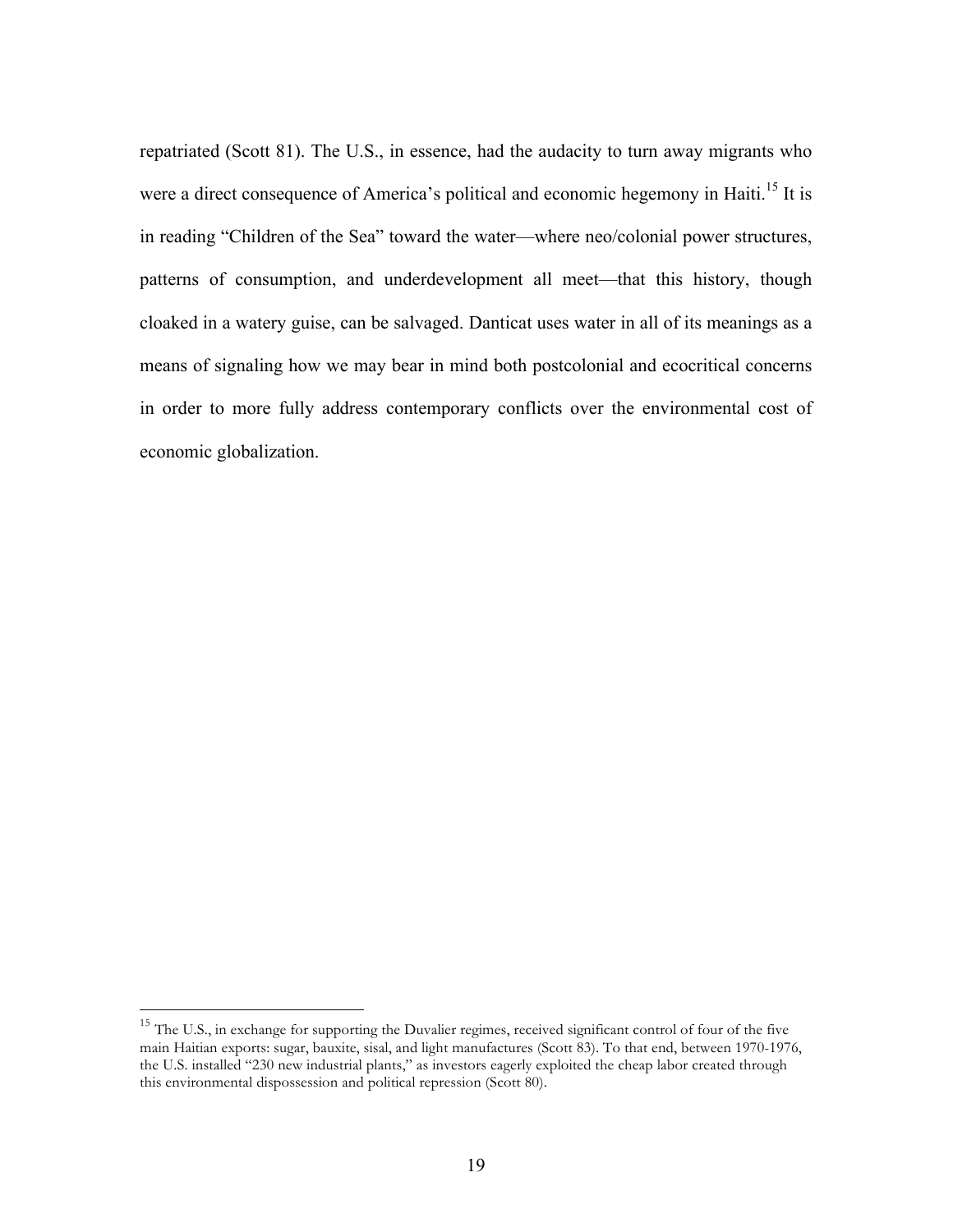repatriated (Scott 81). The U.S., in essence, had the audacity to turn away migrants who were a direct consequence of America's political and economic hegemony in Haiti.[15] It is in reading "Children of the Sea" toward the water—where neo/colonial power structures, patterns of consumption, and underdevelopment all meet—that this history, though cloaked in a watery guise, can be salvaged. Danticat uses water in all of its meanings as a means of signaling how we may bear in mind both postcolonial and ecocritical concerns in order to more fully address contemporary conflicts over the environmental cost of economic globalization.

---

[15] The U.S., in exchange for supporting the Duvalier regimes, received significant control of four of the five main Haitian exports: sugar, bauxite, sisal, and light manufactures (Scott 83). To that end, between 1970-1976, the U.S. installed "230 new industrial plants," as investors eagerly exploited the cheap labor created through this environmental dispossession and political repression (Scott 80).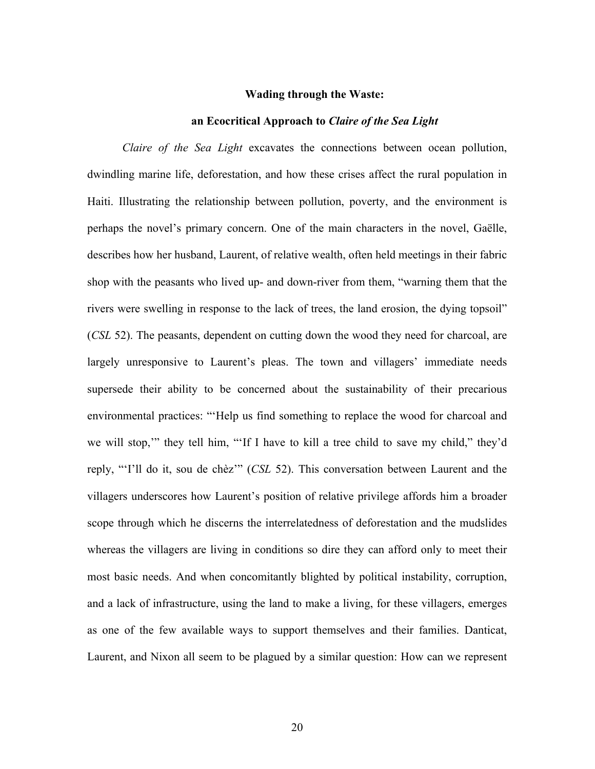**Wading through the Waste:**

**an Ecocritical Approach to *Claire of the Sea Light***

*Claire of the Sea Light* excavates the connections between ocean pollution, dwindling marine life, deforestation, and how these crises affect the rural population in Haiti. Illustrating the relationship between pollution, poverty, and the environment is perhaps the novel's primary concern. One of the main characters in the novel, Gaëlle, describes how her husband, Laurent, of relative wealth, often held meetings in their fabric shop with the peasants who lived up- and down-river from them, "warning them that the rivers were swelling in response to the lack of trees, the land erosion, the dying topsoil" (*CSL* 52). The peasants, dependent on cutting down the wood they need for charcoal, are largely unresponsive to Laurent's pleas. The town and villagers' immediate needs supersede their ability to be concerned about the sustainability of their precarious environmental practices: "'Help us find something to replace the wood for charcoal and we will stop,'" they tell him, "'If I have to kill a tree child to save my child," they'd reply, "'I'll do it, sou de chèz'" (*CSL* 52). This conversation between Laurent and the villagers underscores how Laurent's position of relative privilege affords him a broader scope through which he discerns the interrelatedness of deforestation and the mudslides whereas the villagers are living in conditions so dire they can afford only to meet their most basic needs. And when concomitantly blighted by political instability, corruption, and a lack of infrastructure, using the land to make a living, for these villagers, emerges as one of the few available ways to support themselves and their families. Danticat, Laurent, and Nixon all seem to be plagued by a similar question: How can we represent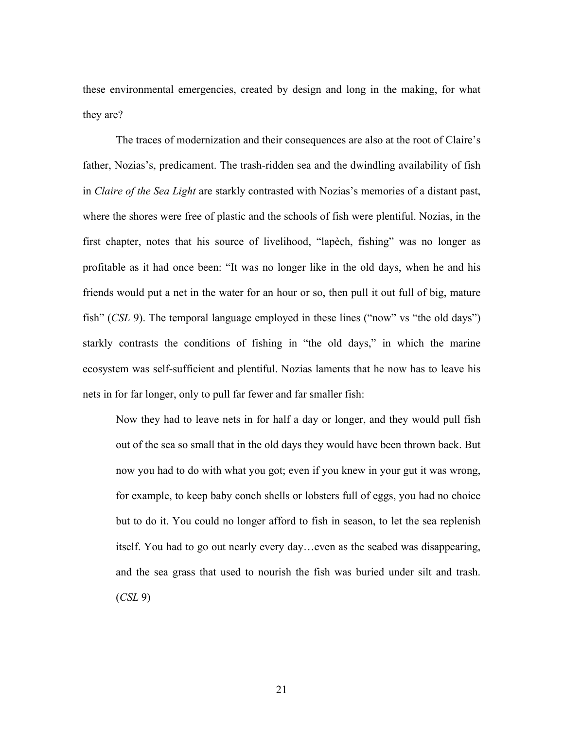these environmental emergencies, created by design and long in the making, for what they are?

The traces of modernization and their consequences are also at the root of Claire's father, Nozias's, predicament. The trash-ridden sea and the dwindling availability of fish in *Claire of the Sea Light* are starkly contrasted with Nozias's memories of a distant past, where the shores were free of plastic and the schools of fish were plentiful. Nozias, in the first chapter, notes that his source of livelihood, "lapèch, fishing" was no longer as profitable as it had once been: "It was no longer like in the old days, when he and his friends would put a net in the water for an hour or so, then pull it out full of big, mature fish" (*CSL* 9). The temporal language employed in these lines ("now" vs "the old days") starkly contrasts the conditions of fishing in "the old days," in which the marine ecosystem was self-sufficient and plentiful. Nozias laments that he now has to leave his nets in for far longer, only to pull far fewer and far smaller fish:

> Now they had to leave nets in for half a day or longer, and they would pull fish out of the sea so small that in the old days they would have been thrown back. But now you had to do with what you got; even if you knew in your gut it was wrong, for example, to keep baby conch shells or lobsters full of eggs, you had no choice but to do it. You could no longer afford to fish in season, to let the sea replenish itself. You had to go out nearly every day…even as the seabed was disappearing, and the sea grass that used to nourish the fish was buried under silt and trash. (*CSL* 9)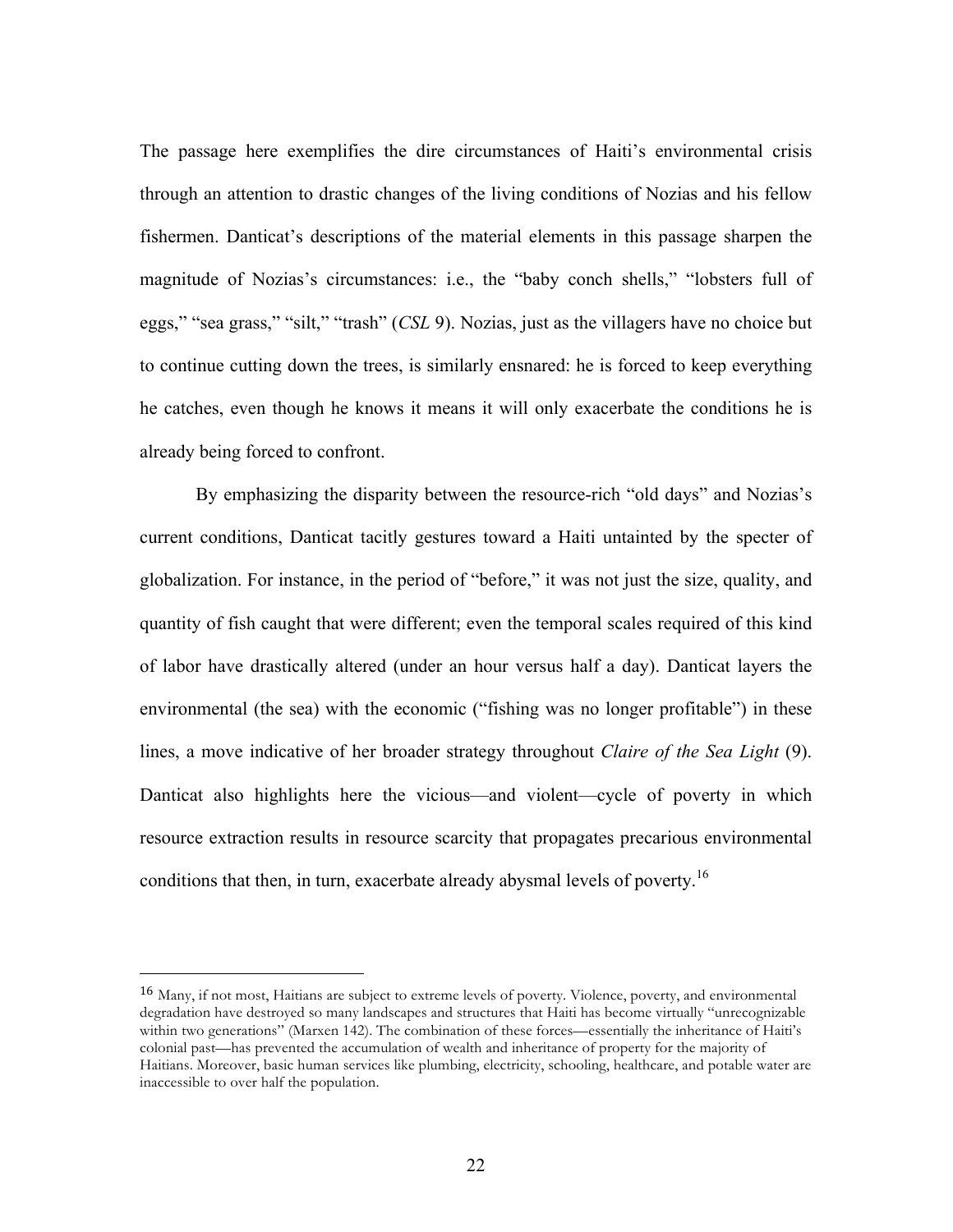The passage here exemplifies the dire circumstances of Haiti's environmental crisis through an attention to drastic changes of the living conditions of Nozias and his fellow fishermen. Danticat's descriptions of the material elements in this passage sharpen the magnitude of Nozias's circumstances: i.e., the "baby conch shells," "lobsters full of eggs," "sea grass," "silt," "trash" (*CSL* 9). Nozias, just as the villagers have no choice but to continue cutting down the trees, is similarly ensnared: he is forced to keep everything he catches, even though he knows it means it will only exacerbate the conditions he is already being forced to confront.

By emphasizing the disparity between the resource-rich "old days" and Nozias's current conditions, Danticat tacitly gestures toward a Haiti untainted by the specter of globalization. For instance, in the period of "before," it was not just the size, quality, and quantity of fish caught that were different; even the temporal scales required of this kind of labor have drastically altered (under an hour versus half a day). Danticat layers the environmental (the sea) with the economic ("fishing was no longer profitable") in these lines, a move indicative of her broader strategy throughout *Claire of the Sea Light* (9). Danticat also highlights here the vicious—and violent—cycle of poverty in which resource extraction results in resource scarcity that propagates precarious environmental conditions that then, in turn, exacerbate already abysmal levels of poverty.[16]

---

[16] Many, if not most, Haitians are subject to extreme levels of poverty. Violence, poverty, and environmental degradation have destroyed so many landscapes and structures that Haiti has become virtually "unrecognizable within two generations" (Marxen 142). The combination of these forces—essentially the inheritance of Haiti's colonial past—has prevented the accumulation of wealth and inheritance of property for the majority of Haitians. Moreover, basic human services like plumbing, electricity, schooling, healthcare, and potable water are inaccessible to over half the population.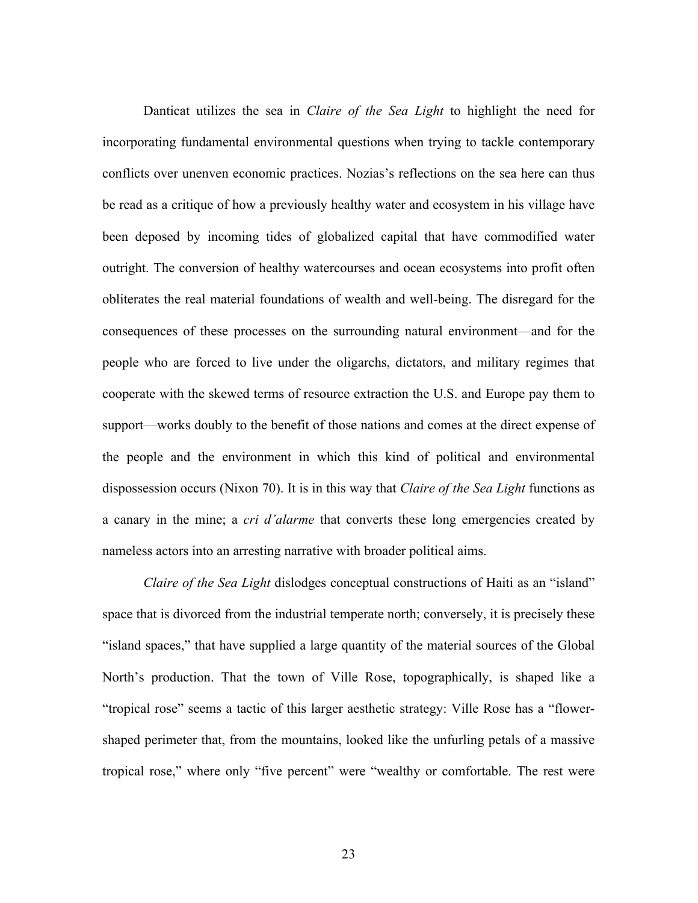Danticat utilizes the sea in *Claire of the Sea Light* to highlight the need for incorporating fundamental environmental questions when trying to tackle contemporary conflicts over unenven economic practices. Nozias's reflections on the sea here can thus be read as a critique of how a previously healthy water and ecosystem in his village have been deposed by incoming tides of globalized capital that have commodified water outright. The conversion of healthy watercourses and ocean ecosystems into profit often obliterates the real material foundations of wealth and well-being. The disregard for the consequences of these processes on the surrounding natural environment—and for the people who are forced to live under the oligarchs, dictators, and military regimes that cooperate with the skewed terms of resource extraction the U.S. and Europe pay them to support—works doubly to the benefit of those nations and comes at the direct expense of the people and the environment in which this kind of political and environmental dispossession occurs (Nixon 70). It is in this way that *Claire of the Sea Light* functions as a canary in the mine; a *cri d'alarme* that converts these long emergencies created by nameless actors into an arresting narrative with broader political aims.

*Claire of the Sea Light* dislodges conceptual constructions of Haiti as an "island" space that is divorced from the industrial temperate north; conversely, it is precisely these "island spaces," that have supplied a large quantity of the material sources of the Global North's production. That the town of Ville Rose, topographically, is shaped like a "tropical rose" seems a tactic of this larger aesthetic strategy: Ville Rose has a "flower-shaped perimeter that, from the mountains, looked like the unfurling petals of a massive tropical rose," where only "five percent" were "wealthy or comfortable. The rest were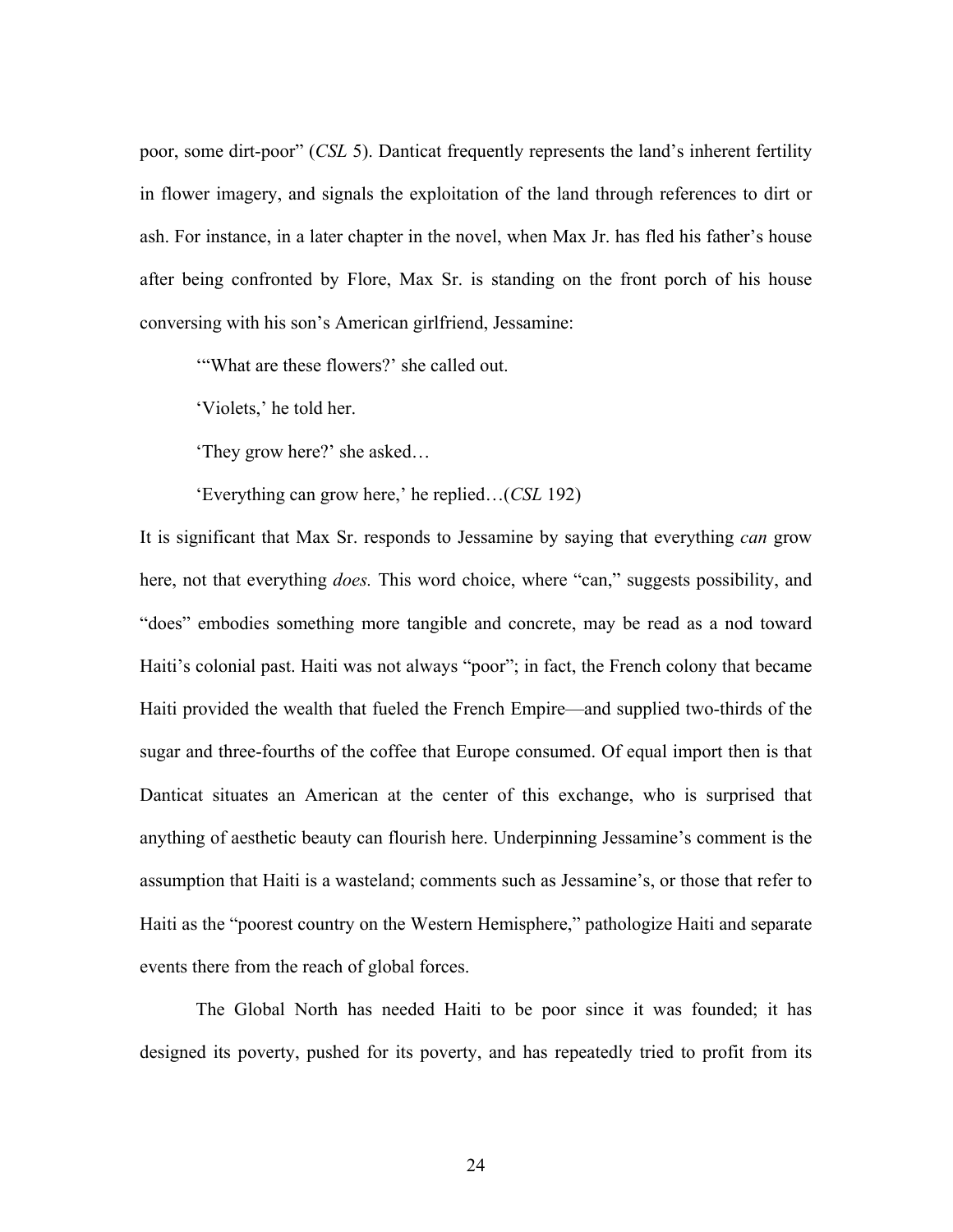poor, some dirt-poor" (*CSL* 5). Danticat frequently represents the land's inherent fertility in flower imagery, and signals the exploitation of the land through references to dirt or ash. For instance, in a later chapter in the novel, when Max Jr. has fled his father's house after being confronted by Flore, Max Sr. is standing on the front porch of his house conversing with his son's American girlfriend, Jessamine:

> '"What are these flowers?' she called out.
>
> 'Violets,' he told her.
>
> 'They grow here?' she asked…
>
> 'Everything can grow here,' he replied…(*CSL* 192)

It is significant that Max Sr. responds to Jessamine by saying that everything *can* grow here, not that everything *does.* This word choice, where "can," suggests possibility, and "does" embodies something more tangible and concrete, may be read as a nod toward Haiti's colonial past. Haiti was not always "poor"; in fact, the French colony that became Haiti provided the wealth that fueled the French Empire—and supplied two-thirds of the sugar and three-fourths of the coffee that Europe consumed. Of equal import then is that Danticat situates an American at the center of this exchange, who is surprised that anything of aesthetic beauty can flourish here. Underpinning Jessamine's comment is the assumption that Haiti is a wasteland; comments such as Jessamine's, or those that refer to Haiti as the "poorest country on the Western Hemisphere," pathologize Haiti and separate events there from the reach of global forces.

The Global North has needed Haiti to be poor since it was founded; it has designed its poverty, pushed for its poverty, and has repeatedly tried to profit from its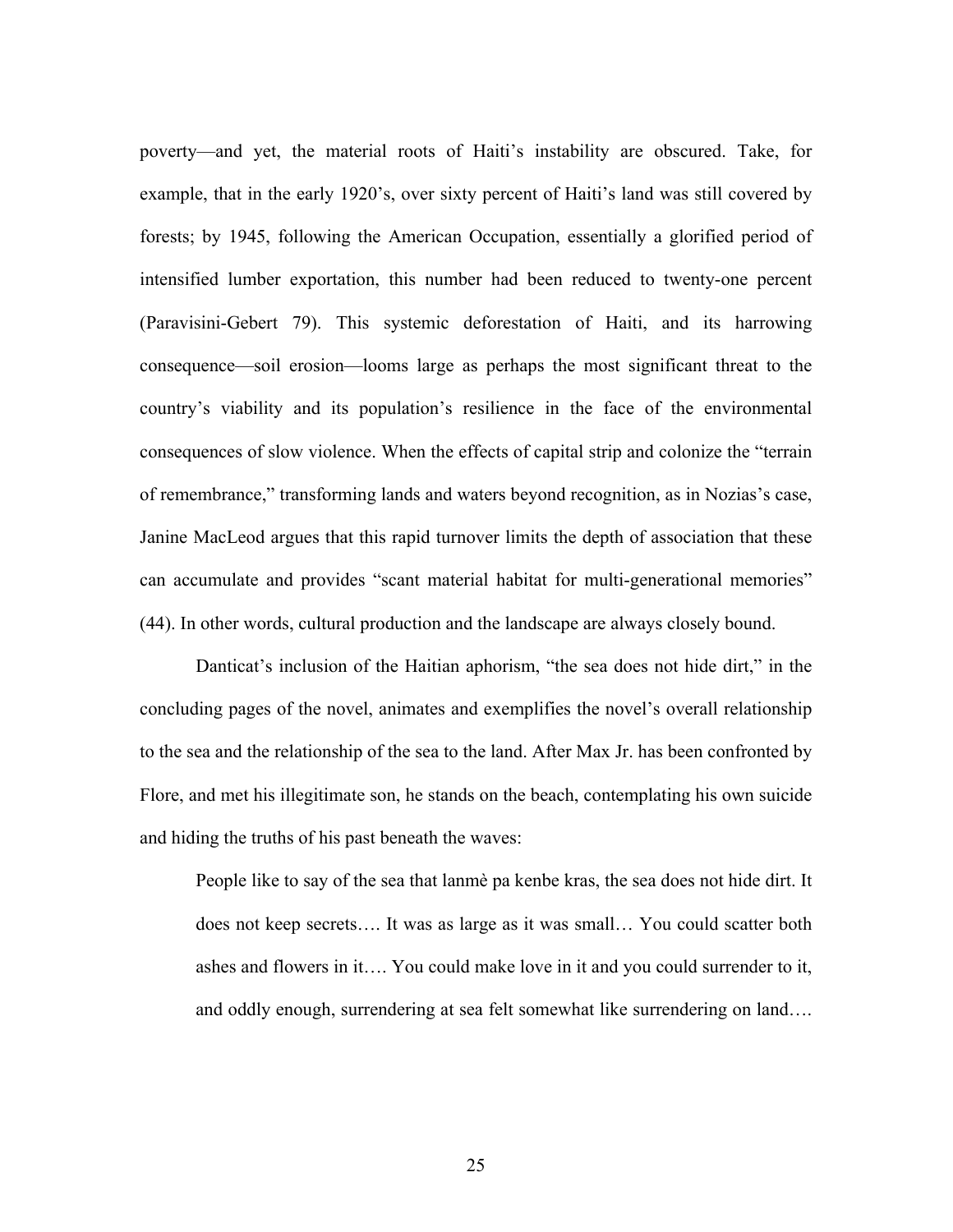poverty—and yet, the material roots of Haiti's instability are obscured. Take, for example, that in the early 1920's, over sixty percent of Haiti's land was still covered by forests; by 1945, following the American Occupation, essentially a glorified period of intensified lumber exportation, this number had been reduced to twenty-one percent (Paravisini-Gebert 79). This systemic deforestation of Haiti, and its harrowing consequence—soil erosion—looms large as perhaps the most significant threat to the country's viability and its population's resilience in the face of the environmental consequences of slow violence. When the effects of capital strip and colonize the "terrain of remembrance," transforming lands and waters beyond recognition, as in Nozias's case, Janine MacLeod argues that this rapid turnover limits the depth of association that these can accumulate and provides "scant material habitat for multi-generational memories" (44). In other words, cultural production and the landscape are always closely bound.

Danticat's inclusion of the Haitian aphorism, "the sea does not hide dirt," in the concluding pages of the novel, animates and exemplifies the novel's overall relationship to the sea and the relationship of the sea to the land. After Max Jr. has been confronted by Flore, and met his illegitimate son, he stands on the beach, contemplating his own suicide and hiding the truths of his past beneath the waves:

> People like to say of the sea that lanmè pa kenbe kras, the sea does not hide dirt. It does not keep secrets…. It was as large as it was small… You could scatter both ashes and flowers in it…. You could make love in it and you could surrender to it, and oddly enough, surrendering at sea felt somewhat like surrendering on land….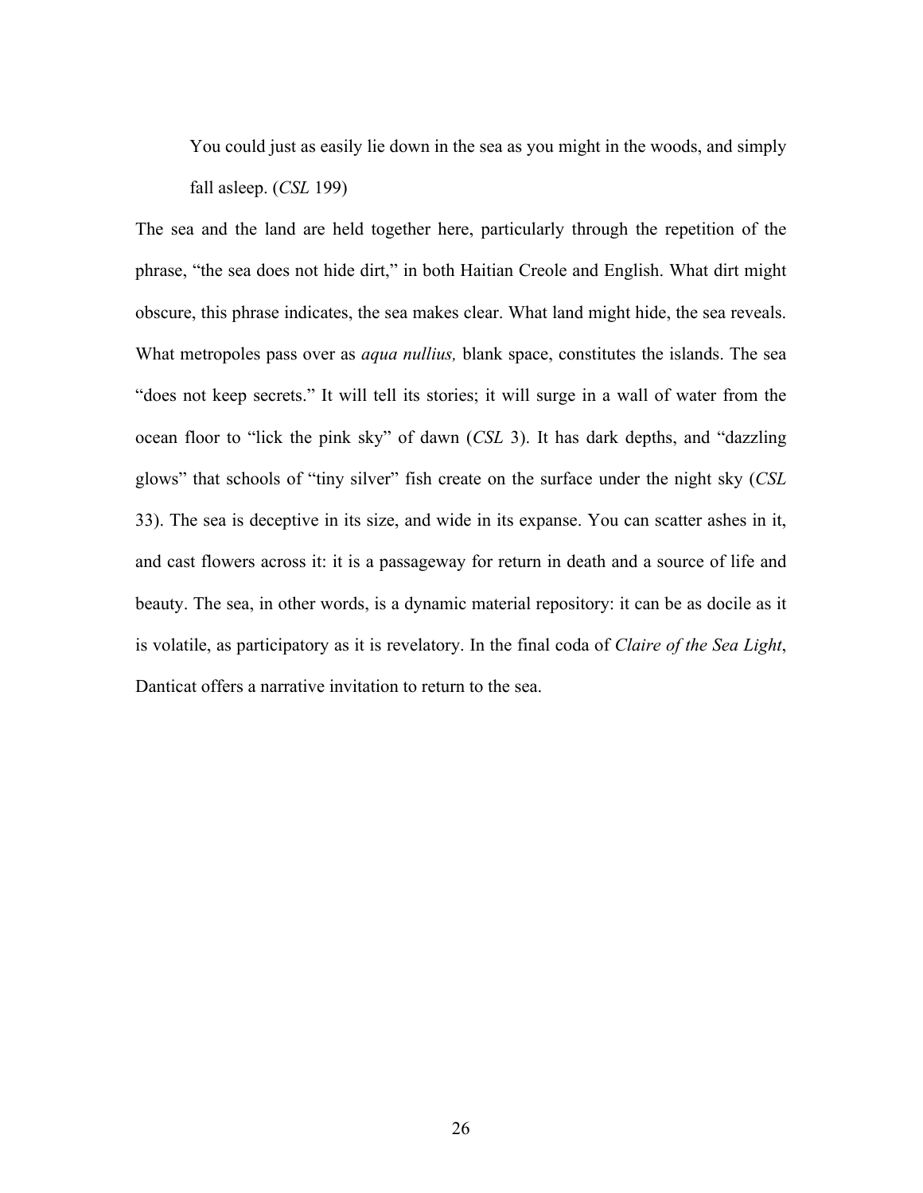> You could just as easily lie down in the sea as you might in the woods, and simply fall asleep. (*CSL* 199)

The sea and the land are held together here, particularly through the repetition of the phrase, "the sea does not hide dirt," in both Haitian Creole and English. What dirt might obscure, this phrase indicates, the sea makes clear. What land might hide, the sea reveals. What metropoles pass over as *aqua nullius,* blank space, constitutes the islands. The sea "does not keep secrets." It will tell its stories; it will surge in a wall of water from the ocean floor to "lick the pink sky" of dawn (*CSL* 3). It has dark depths, and "dazzling glows" that schools of "tiny silver" fish create on the surface under the night sky (*CSL* 33). The sea is deceptive in its size, and wide in its expanse. You can scatter ashes in it, and cast flowers across it: it is a passageway for return in death and a source of life and beauty. The sea, in other words, is a dynamic material repository: it can be as docile as it is volatile, as participatory as it is revelatory. In the final coda of *Claire of the Sea Light*, Danticat offers a narrative invitation to return to the sea.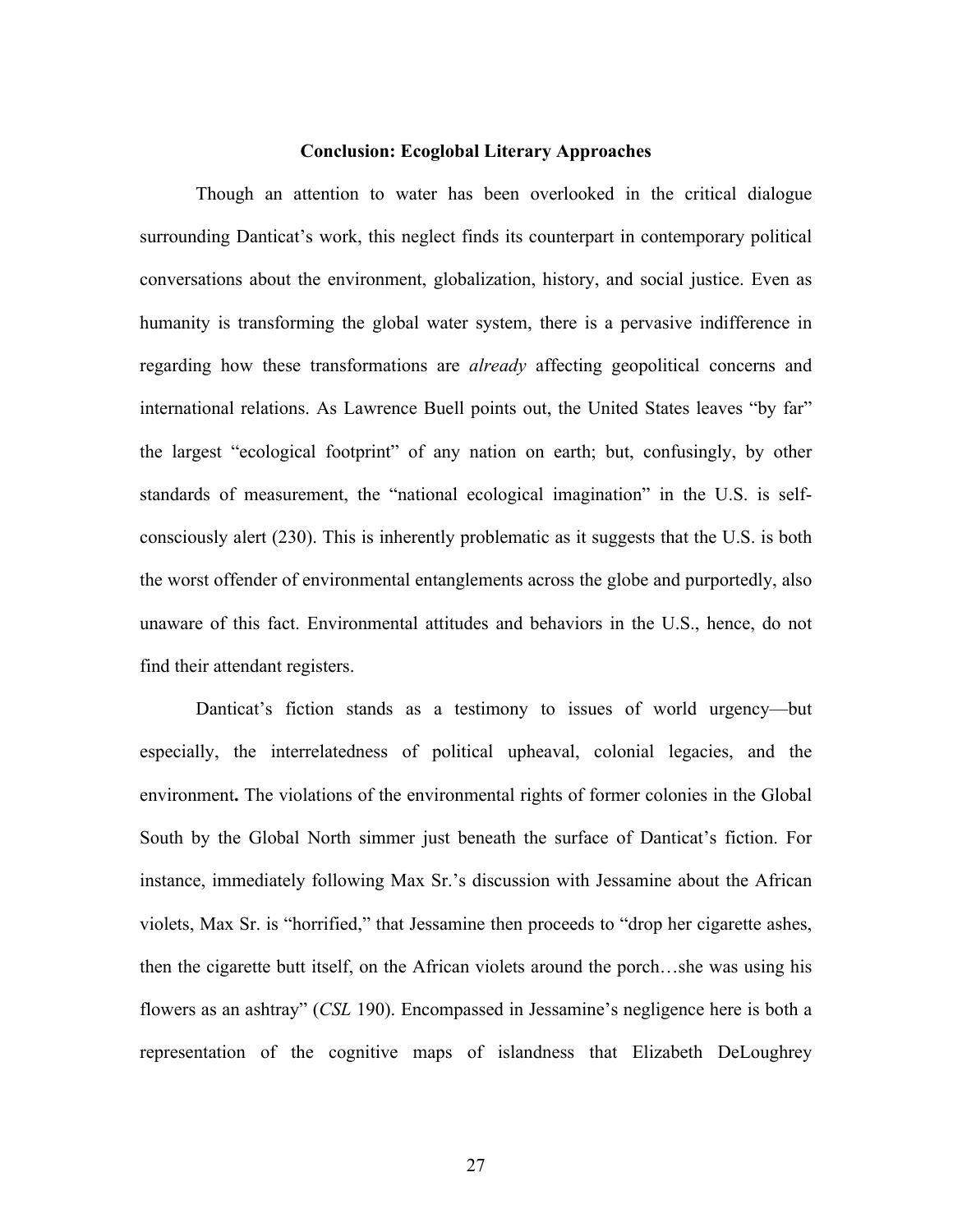## Conclusion: Ecoglobal Literary Approaches

Though an attention to water has been overlooked in the critical dialogue surrounding Danticat's work, this neglect finds its counterpart in contemporary political conversations about the environment, globalization, history, and social justice. Even as humanity is transforming the global water system, there is a pervasive indifference in regarding how these transformations are *already* affecting geopolitical concerns and international relations. As Lawrence Buell points out, the United States leaves "by far" the largest "ecological footprint" of any nation on earth; but, confusingly, by other standards of measurement, the "national ecological imagination" in the U.S. is self-consciously alert (230). This is inherently problematic as it suggests that the U.S. is both the worst offender of environmental entanglements across the globe and purportedly, also unaware of this fact. Environmental attitudes and behaviors in the U.S., hence, do not find their attendant registers.

Danticat's fiction stands as a testimony to issues of world urgency—but especially, the interrelatedness of political upheaval, colonial legacies, and the environment**.** The violations of the environmental rights of former colonies in the Global South by the Global North simmer just beneath the surface of Danticat's fiction. For instance, immediately following Max Sr.'s discussion with Jessamine about the African violets, Max Sr. is "horrified," that Jessamine then proceeds to "drop her cigarette ashes, then the cigarette butt itself, on the African violets around the porch…she was using his flowers as an ashtray" (*CSL* 190). Encompassed in Jessamine's negligence here is both a representation of the cognitive maps of islandness that Elizabeth DeLoughrey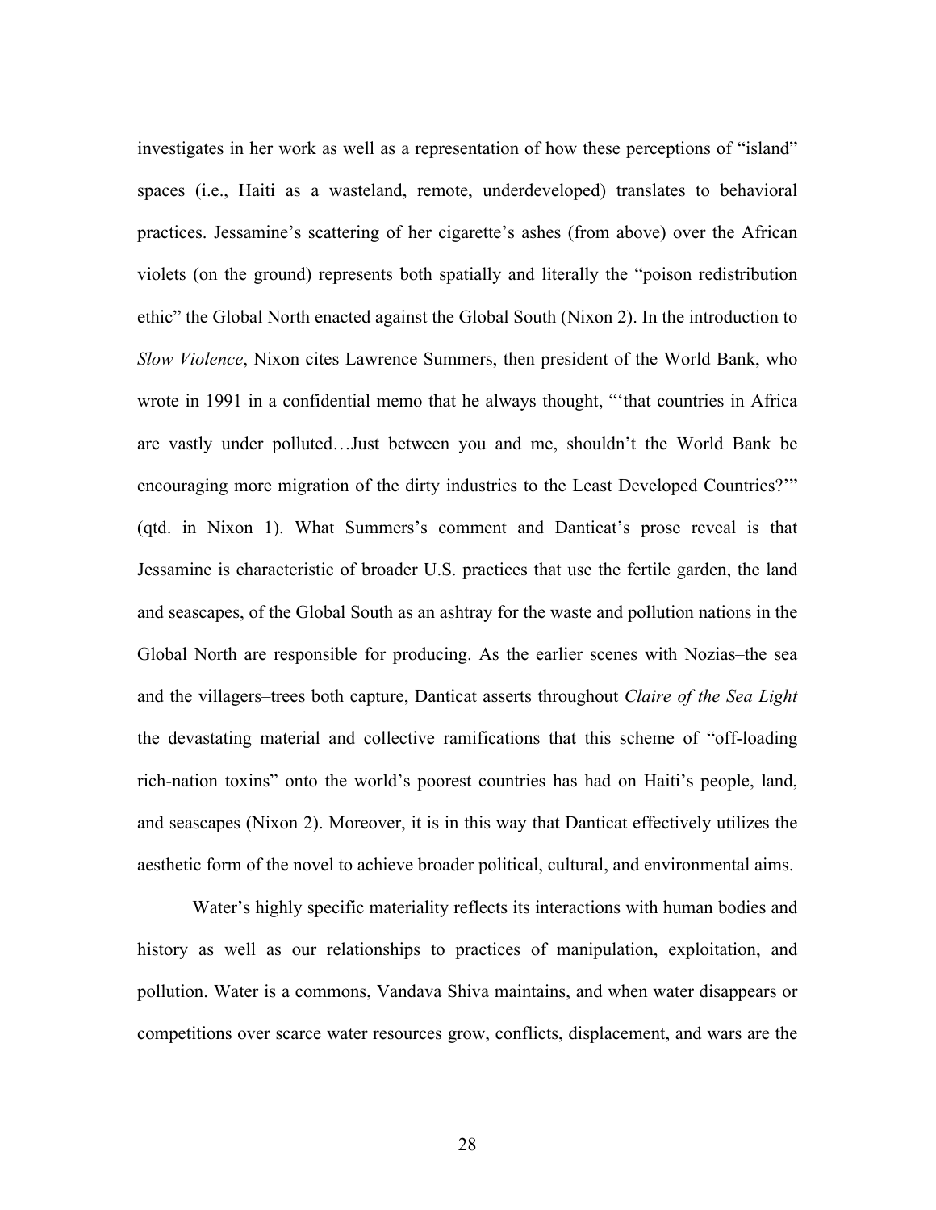investigates in her work as well as a representation of how these perceptions of "island" spaces (i.e., Haiti as a wasteland, remote, underdeveloped) translates to behavioral practices. Jessamine's scattering of her cigarette's ashes (from above) over the African violets (on the ground) represents both spatially and literally the "poison redistribution ethic" the Global North enacted against the Global South (Nixon 2). In the introduction to *Slow Violence*, Nixon cites Lawrence Summers, then president of the World Bank, who wrote in 1991 in a confidential memo that he always thought, "'that countries in Africa are vastly under polluted…Just between you and me, shouldn't the World Bank be encouraging more migration of the dirty industries to the Least Developed Countries?'" (qtd. in Nixon 1). What Summers's comment and Danticat's prose reveal is that Jessamine is characteristic of broader U.S. practices that use the fertile garden, the land and seascapes, of the Global South as an ashtray for the waste and pollution nations in the Global North are responsible for producing. As the earlier scenes with Nozias–the sea and the villagers–trees both capture, Danticat asserts throughout *Claire of the Sea Light* the devastating material and collective ramifications that this scheme of "off-loading rich-nation toxins" onto the world's poorest countries has had on Haiti's people, land, and seascapes (Nixon 2). Moreover, it is in this way that Danticat effectively utilizes the aesthetic form of the novel to achieve broader political, cultural, and environmental aims.

Water's highly specific materiality reflects its interactions with human bodies and history as well as our relationships to practices of manipulation, exploitation, and pollution. Water is a commons, Vandava Shiva maintains, and when water disappears or competitions over scarce water resources grow, conflicts, displacement, and wars are the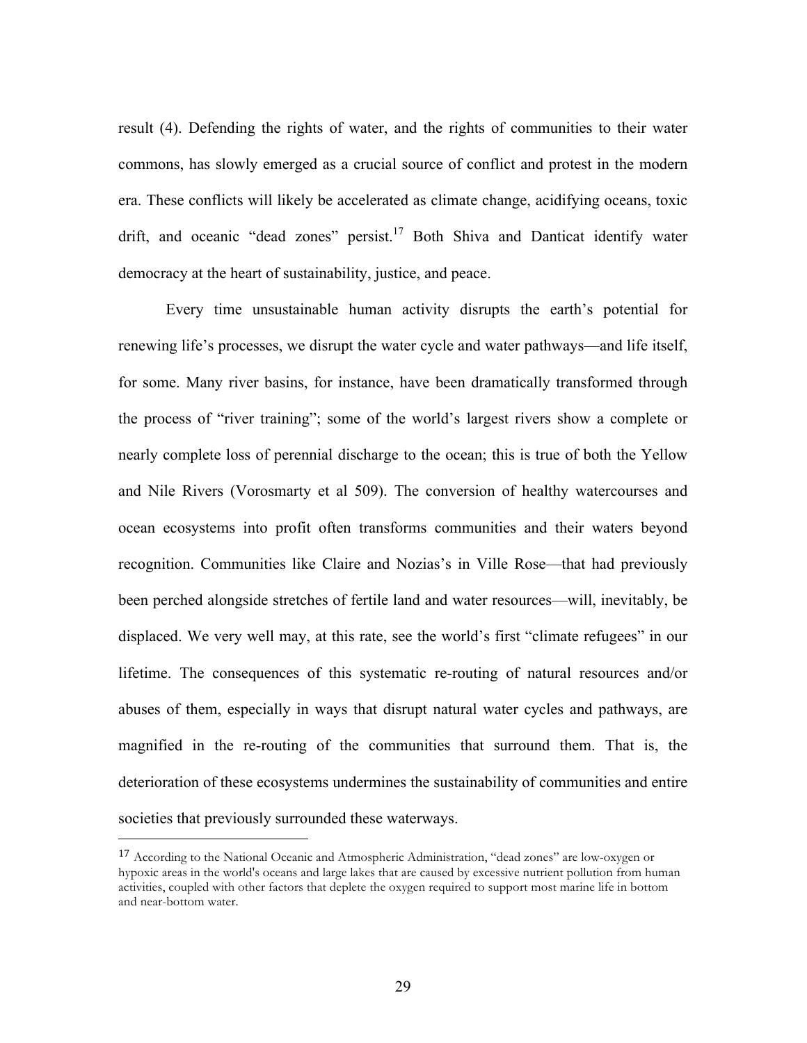result (4). Defending the rights of water, and the rights of communities to their water commons, has slowly emerged as a crucial source of conflict and protest in the modern era. These conflicts will likely be accelerated as climate change, acidifying oceans, toxic drift, and oceanic "dead zones" persist.[17] Both Shiva and Danticat identify water democracy at the heart of sustainability, justice, and peace.

Every time unsustainable human activity disrupts the earth's potential for renewing life's processes, we disrupt the water cycle and water pathways—and life itself, for some. Many river basins, for instance, have been dramatically transformed through the process of "river training"; some of the world's largest rivers show a complete or nearly complete loss of perennial discharge to the ocean; this is true of both the Yellow and Nile Rivers (Vorosmarty et al 509). The conversion of healthy watercourses and ocean ecosystems into profit often transforms communities and their waters beyond recognition. Communities like Claire and Nozias's in Ville Rose—that had previously been perched alongside stretches of fertile land and water resources—will, inevitably, be displaced. We very well may, at this rate, see the world's first "climate refugees" in our lifetime. The consequences of this systematic re-routing of natural resources and/or abuses of them, especially in ways that disrupt natural water cycles and pathways, are magnified in the re-routing of the communities that surround them. That is, the deterioration of these ecosystems undermines the sustainability of communities and entire societies that previously surrounded these waterways.

---

[17] According to the National Oceanic and Atmospheric Administration, "dead zones" are low-oxygen or hypoxic areas in the world's oceans and large lakes that are caused by excessive nutrient pollution from human activities, coupled with other factors that deplete the oxygen required to support most marine life in bottom and near-bottom water.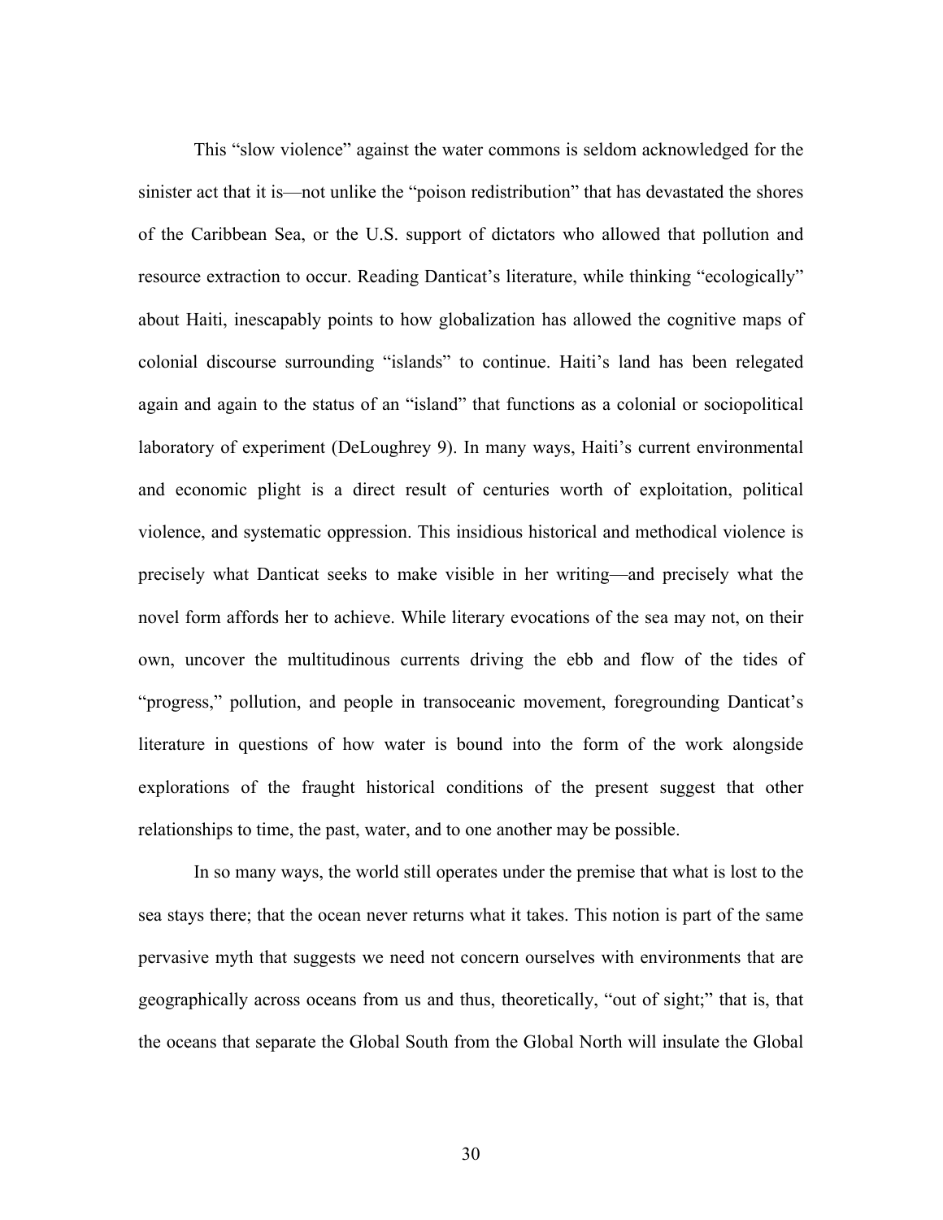This "slow violence" against the water commons is seldom acknowledged for the sinister act that it is—not unlike the "poison redistribution" that has devastated the shores of the Caribbean Sea, or the U.S. support of dictators who allowed that pollution and resource extraction to occur. Reading Danticat's literature, while thinking "ecologically" about Haiti, inescapably points to how globalization has allowed the cognitive maps of colonial discourse surrounding "islands" to continue. Haiti's land has been relegated again and again to the status of an "island" that functions as a colonial or sociopolitical laboratory of experiment (DeLoughrey 9). In many ways, Haiti's current environmental and economic plight is a direct result of centuries worth of exploitation, political violence, and systematic oppression. This insidious historical and methodical violence is precisely what Danticat seeks to make visible in her writing—and precisely what the novel form affords her to achieve. While literary evocations of the sea may not, on their own, uncover the multitudinous currents driving the ebb and flow of the tides of "progress," pollution, and people in transoceanic movement, foregrounding Danticat's literature in questions of how water is bound into the form of the work alongside explorations of the fraught historical conditions of the present suggest that other relationships to time, the past, water, and to one another may be possible.

In so many ways, the world still operates under the premise that what is lost to the sea stays there; that the ocean never returns what it takes. This notion is part of the same pervasive myth that suggests we need not concern ourselves with environments that are geographically across oceans from us and thus, theoretically, "out of sight;" that is, that the oceans that separate the Global South from the Global North will insulate the Global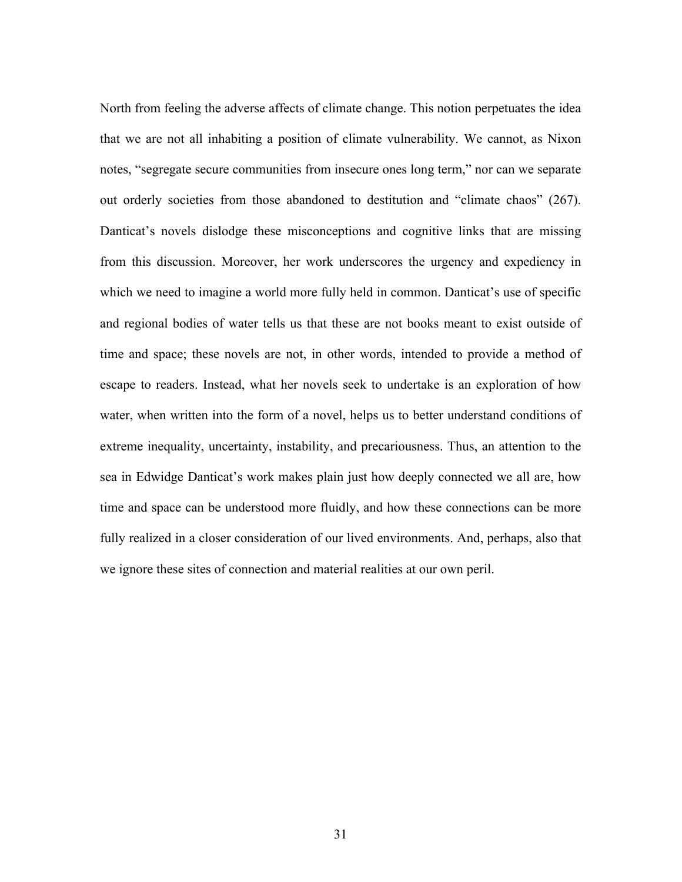North from feeling the adverse affects of climate change. This notion perpetuates the idea that we are not all inhabiting a position of climate vulnerability. We cannot, as Nixon notes, "segregate secure communities from insecure ones long term," nor can we separate out orderly societies from those abandoned to destitution and "climate chaos" (267). Danticat's novels dislodge these misconceptions and cognitive links that are missing from this discussion. Moreover, her work underscores the urgency and expediency in which we need to imagine a world more fully held in common. Danticat's use of specific and regional bodies of water tells us that these are not books meant to exist outside of time and space; these novels are not, in other words, intended to provide a method of escape to readers. Instead, what her novels seek to undertake is an exploration of how water, when written into the form of a novel, helps us to better understand conditions of extreme inequality, uncertainty, instability, and precariousness. Thus, an attention to the sea in Edwidge Danticat's work makes plain just how deeply connected we all are, how time and space can be understood more fluidly, and how these connections can be more fully realized in a closer consideration of our lived environments. And, perhaps, also that we ignore these sites of connection and material realities at our own peril.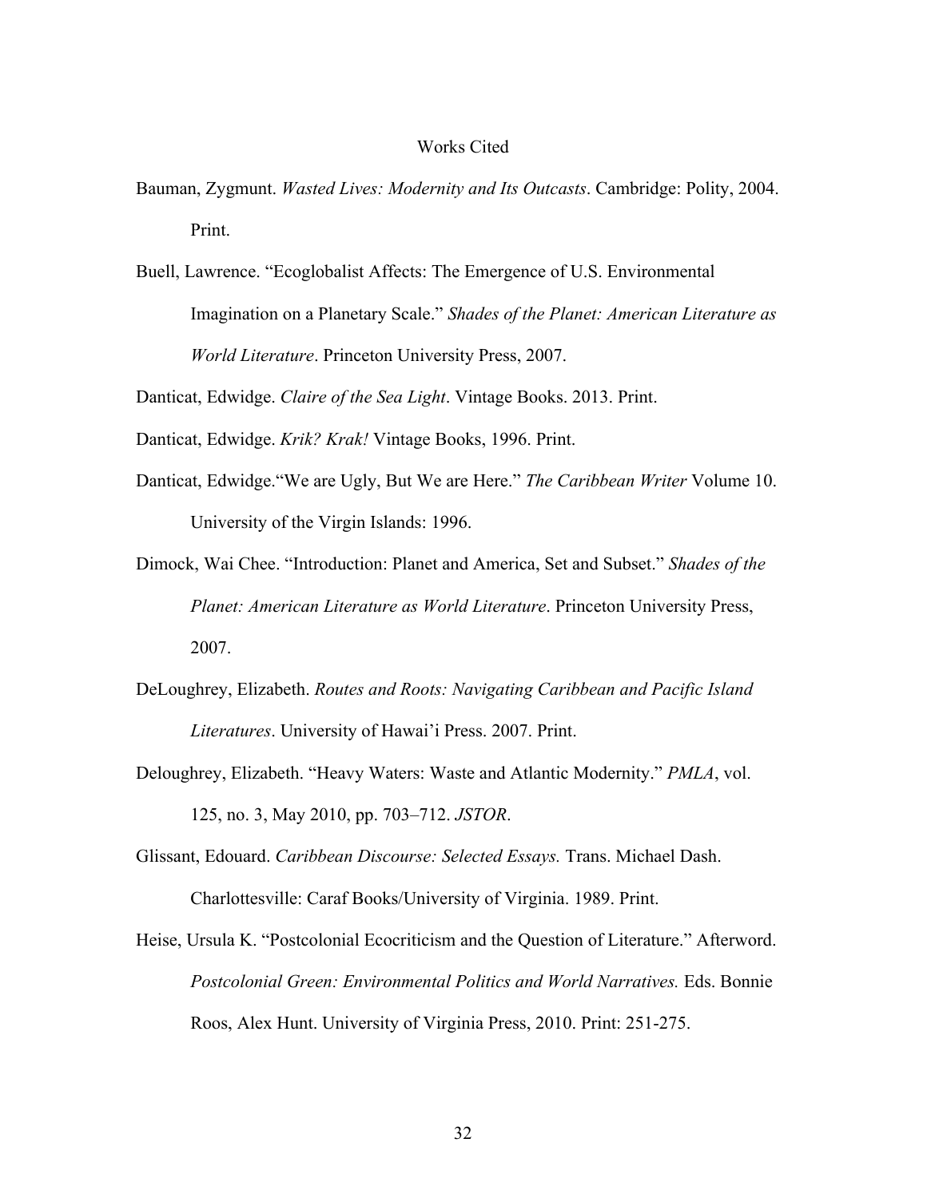# Works Cited

Bauman, Zygmunt. *Wasted Lives: Modernity and Its Outcasts*. Cambridge: Polity, 2004. Print.

Buell, Lawrence. "Ecoglobalist Affects: The Emergence of U.S. Environmental Imagination on a Planetary Scale." *Shades of the Planet: American Literature as World Literature*. Princeton University Press, 2007.

Danticat, Edwidge. *Claire of the Sea Light*. Vintage Books. 2013. Print.

Danticat, Edwidge. *Krik? Krak!* Vintage Books, 1996. Print.

Danticat, Edwidge."We are Ugly, But We are Here." *The Caribbean Writer* Volume 10. University of the Virgin Islands: 1996.

Dimock, Wai Chee. "Introduction: Planet and America, Set and Subset." *Shades of the Planet: American Literature as World Literature*. Princeton University Press, 2007.

DeLoughrey, Elizabeth. *Routes and Roots: Navigating Caribbean and Pacific Island Literatures*. University of Hawai'i Press. 2007. Print.

Deloughrey, Elizabeth. "Heavy Waters: Waste and Atlantic Modernity." *PMLA*, vol. 125, no. 3, May 2010, pp. 703–712. *JSTOR*.

Glissant, Edouard. *Caribbean Discourse: Selected Essays.* Trans. Michael Dash. Charlottesville: Caraf Books/University of Virginia. 1989. Print.

Heise, Ursula K. "Postcolonial Ecocriticism and the Question of Literature." Afterword. *Postcolonial Green: Environmental Politics and World Narratives.* Eds. Bonnie Roos, Alex Hunt. University of Virginia Press, 2010. Print: 251-275.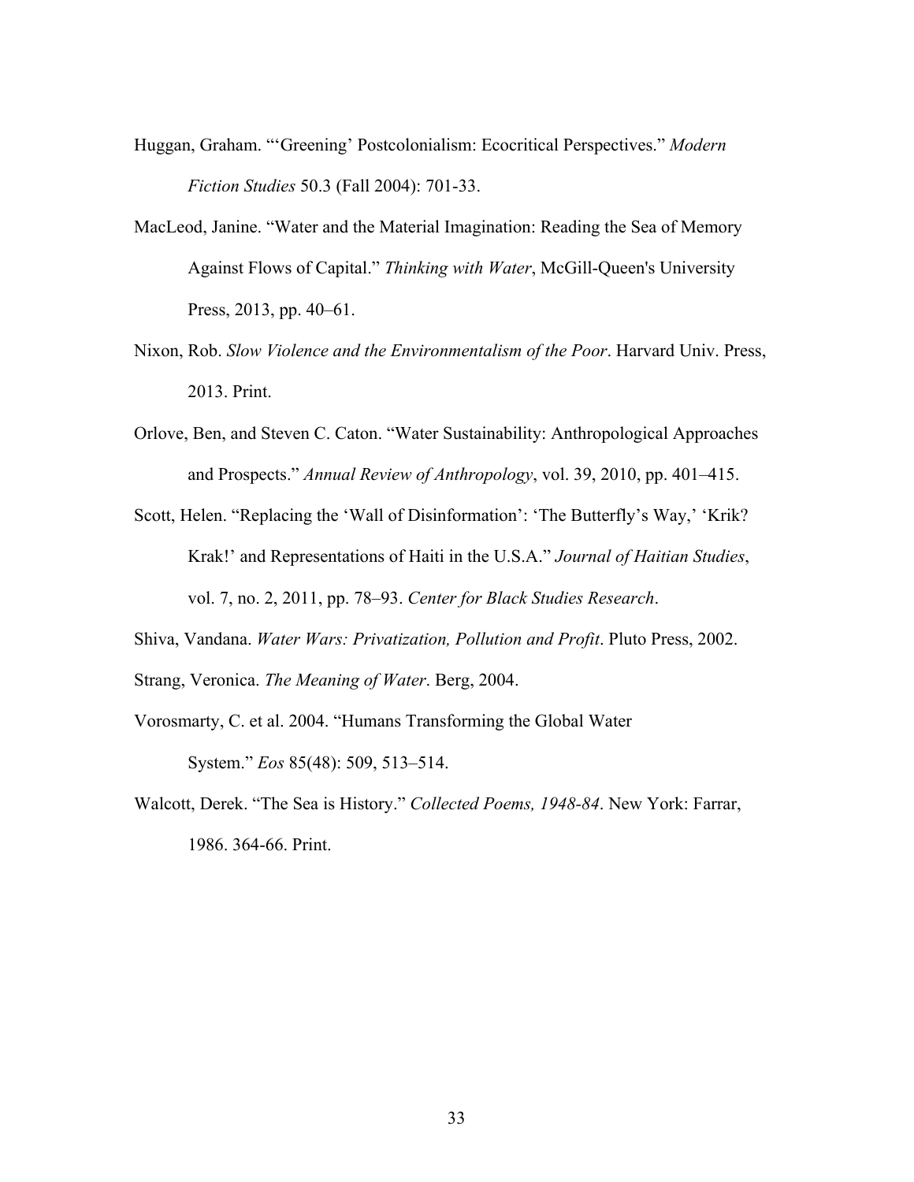Huggan, Graham. "'Greening' Postcolonialism: Ecocritical Perspectives." *Modern Fiction Studies* 50.3 (Fall 2004): 701-33.

MacLeod, Janine. "Water and the Material Imagination: Reading the Sea of Memory Against Flows of Capital." *Thinking with Water*, McGill-Queen's University Press, 2013, pp. 40–61.

Nixon, Rob. *Slow Violence and the Environmentalism of the Poor*. Harvard Univ. Press, 2013. Print.

Orlove, Ben, and Steven C. Caton. "Water Sustainability: Anthropological Approaches and Prospects." *Annual Review of Anthropology*, vol. 39, 2010, pp. 401–415.

Scott, Helen. "Replacing the 'Wall of Disinformation': 'The Butterfly's Way,' 'Krik? Krak!' and Representations of Haiti in the U.S.A." *Journal of Haitian Studies*, vol. 7, no. 2, 2011, pp. 78–93. *Center for Black Studies Research*.

Shiva, Vandana. *Water Wars: Privatization, Pollution and Profit*. Pluto Press, 2002.

Strang, Veronica. *The Meaning of Water*. Berg, 2004.

Vorosmarty, C. et al. 2004. "Humans Transforming the Global Water System." *Eos* 85(48): 509, 513–514.

Walcott, Derek. "The Sea is History." *Collected Poems, 1948-84*. New York: Farrar, 1986. 364-66. Print.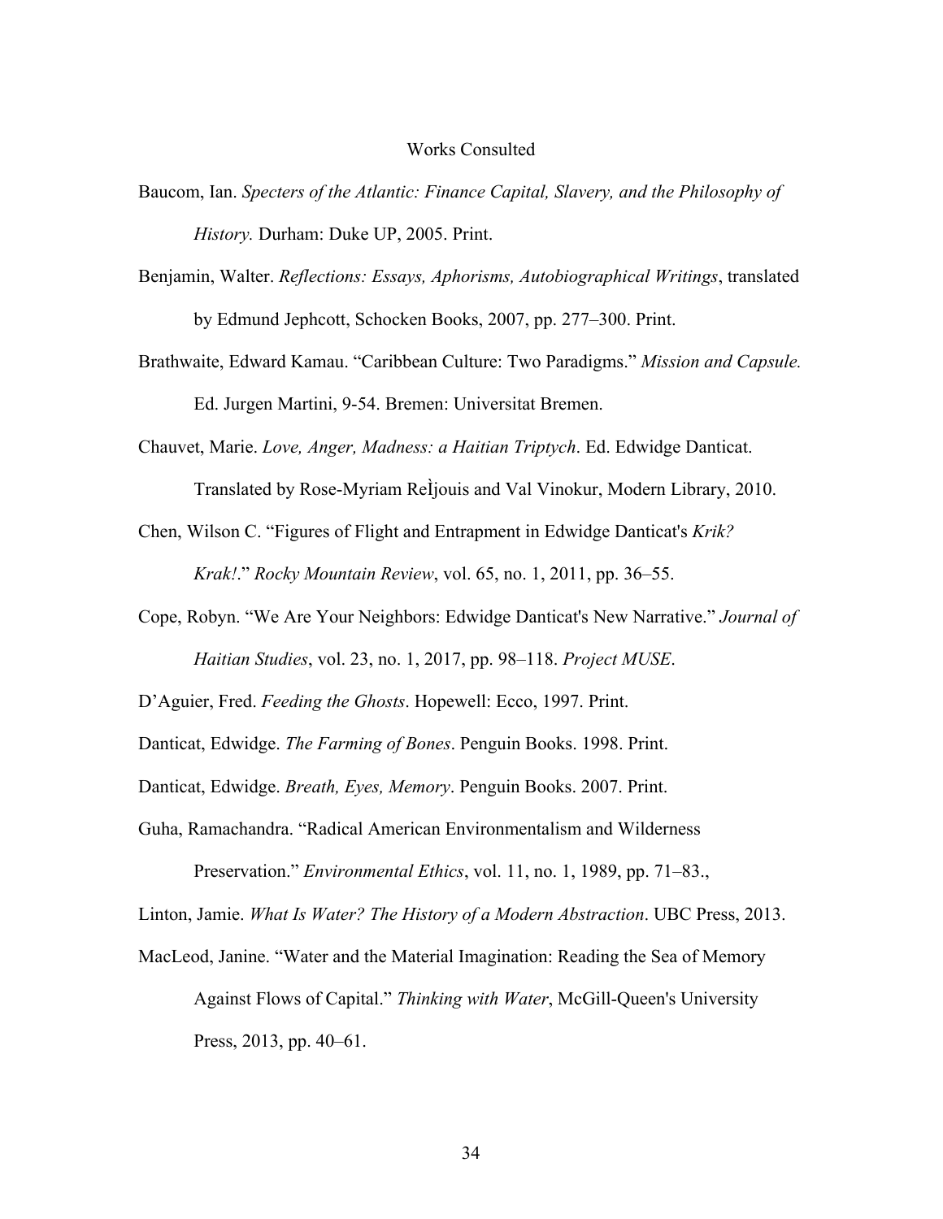# Works Consulted

Baucom, Ian. *Specters of the Atlantic: Finance Capital, Slavery, and the Philosophy of History.* Durham: Duke UP, 2005. Print.

Benjamin, Walter. *Reflections: Essays, Aphorisms, Autobiographical Writings*, translated by Edmund Jephcott, Schocken Books, 2007, pp. 277–300. Print.

Brathwaite, Edward Kamau. "Caribbean Culture: Two Paradigms." *Mission and Capsule.* Ed. Jurgen Martini, 9-54. Bremen: Universitat Bremen.

Chauvet, Marie. *Love, Anger, Madness: a Haitian Triptych*. Ed. Edwidge Danticat. Translated by Rose-Myriam Rej̀ouis and Val Vinokur, Modern Library, 2010.

Chen, Wilson C. "Figures of Flight and Entrapment in Edwidge Danticat's *Krik? Krak!*." *Rocky Mountain Review*, vol. 65, no. 1, 2011, pp. 36–55.

Cope, Robyn. "We Are Your Neighbors: Edwidge Danticat's New Narrative." *Journal of Haitian Studies*, vol. 23, no. 1, 2017, pp. 98–118. *Project MUSE*.

D'Aguier, Fred. *Feeding the Ghosts*. Hopewell: Ecco, 1997. Print.

Danticat, Edwidge. *The Farming of Bones*. Penguin Books. 1998. Print.

Danticat, Edwidge. *Breath, Eyes, Memory*. Penguin Books. 2007. Print.

Guha, Ramachandra. "Radical American Environmentalism and Wilderness Preservation." *Environmental Ethics*, vol. 11, no. 1, 1989, pp. 71–83.,

Linton, Jamie. *What Is Water? The History of a Modern Abstraction*. UBC Press, 2013.

MacLeod, Janine. "Water and the Material Imagination: Reading the Sea of Memory Against Flows of Capital." *Thinking with Water*, McGill-Queen's University Press, 2013, pp. 40–61.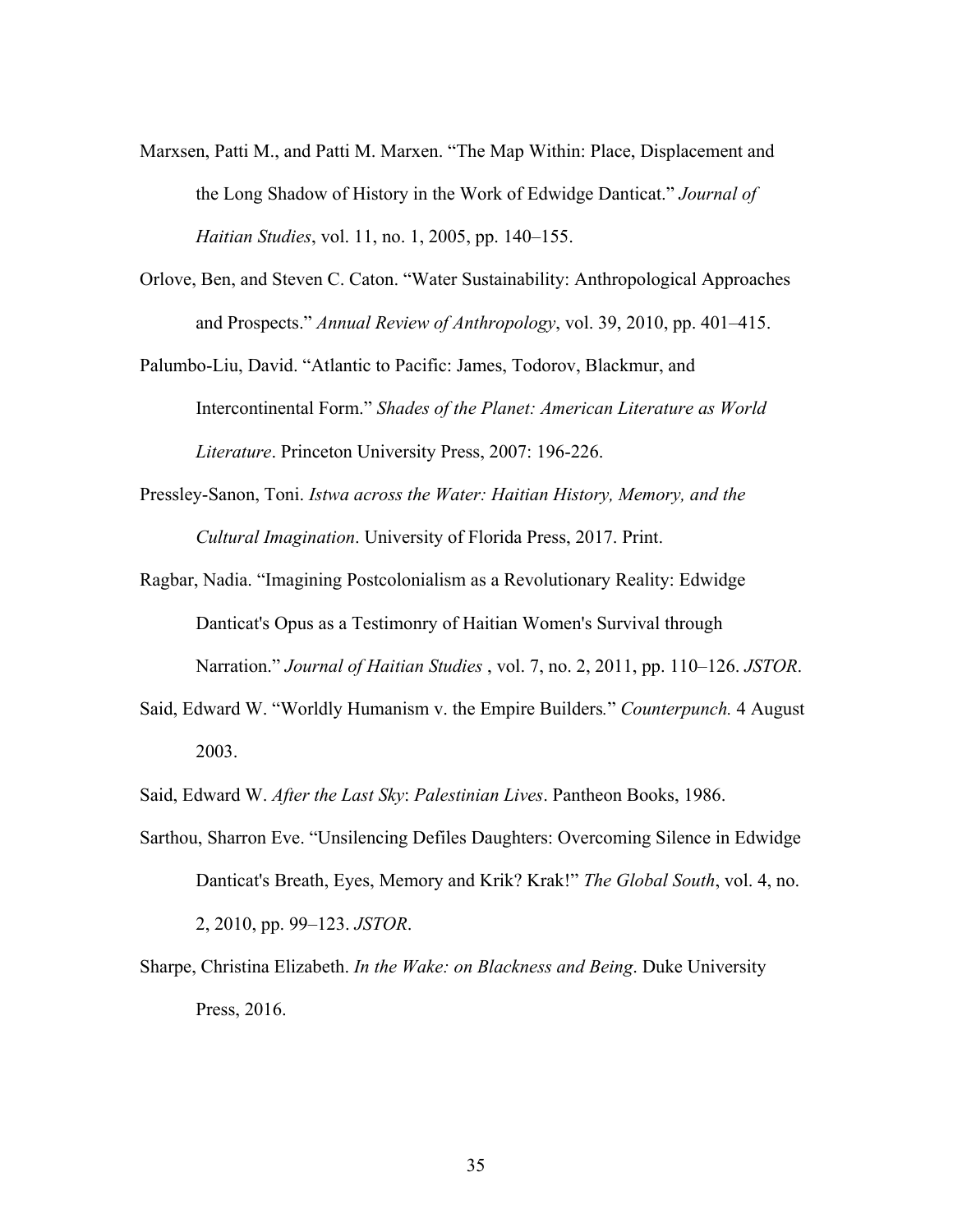Marxsen, Patti M., and Patti M. Marxen. "The Map Within: Place, Displacement and the Long Shadow of History in the Work of Edwidge Danticat." *Journal of Haitian Studies*, vol. 11, no. 1, 2005, pp. 140–155.

Orlove, Ben, and Steven C. Caton. "Water Sustainability: Anthropological Approaches and Prospects." *Annual Review of Anthropology*, vol. 39, 2010, pp. 401–415.

Palumbo-Liu, David. "Atlantic to Pacific: James, Todorov, Blackmur, and Intercontinental Form." *Shades of the Planet: American Literature as World Literature*. Princeton University Press, 2007: 196-226.

Pressley-Sanon, Toni. *Istwa across the Water: Haitian History, Memory, and the Cultural Imagination*. University of Florida Press, 2017. Print.

Ragbar, Nadia. "Imagining Postcolonialism as a Revolutionary Reality: Edwidge Danticat's Opus as a Testimonry of Haitian Women's Survival through Narration." *Journal of Haitian Studies* , vol. 7, no. 2, 2011, pp. 110–126. *JSTOR*.

Said, Edward W. "Worldly Humanism v. the Empire Builders." *Counterpunch.* 4 August 2003.

Said, Edward W. *After the Last Sky*: *Palestinian Lives*. Pantheon Books, 1986.

Sarthou, Sharron Eve. "Unsilencing Defiles Daughters: Overcoming Silence in Edwidge Danticat's Breath, Eyes, Memory and Krik? Krak!" *The Global South*, vol. 4, no. 2, 2010, pp. 99–123. *JSTOR*.

Sharpe, Christina Elizabeth. *In the Wake: on Blackness and Being*. Duke University Press, 2016.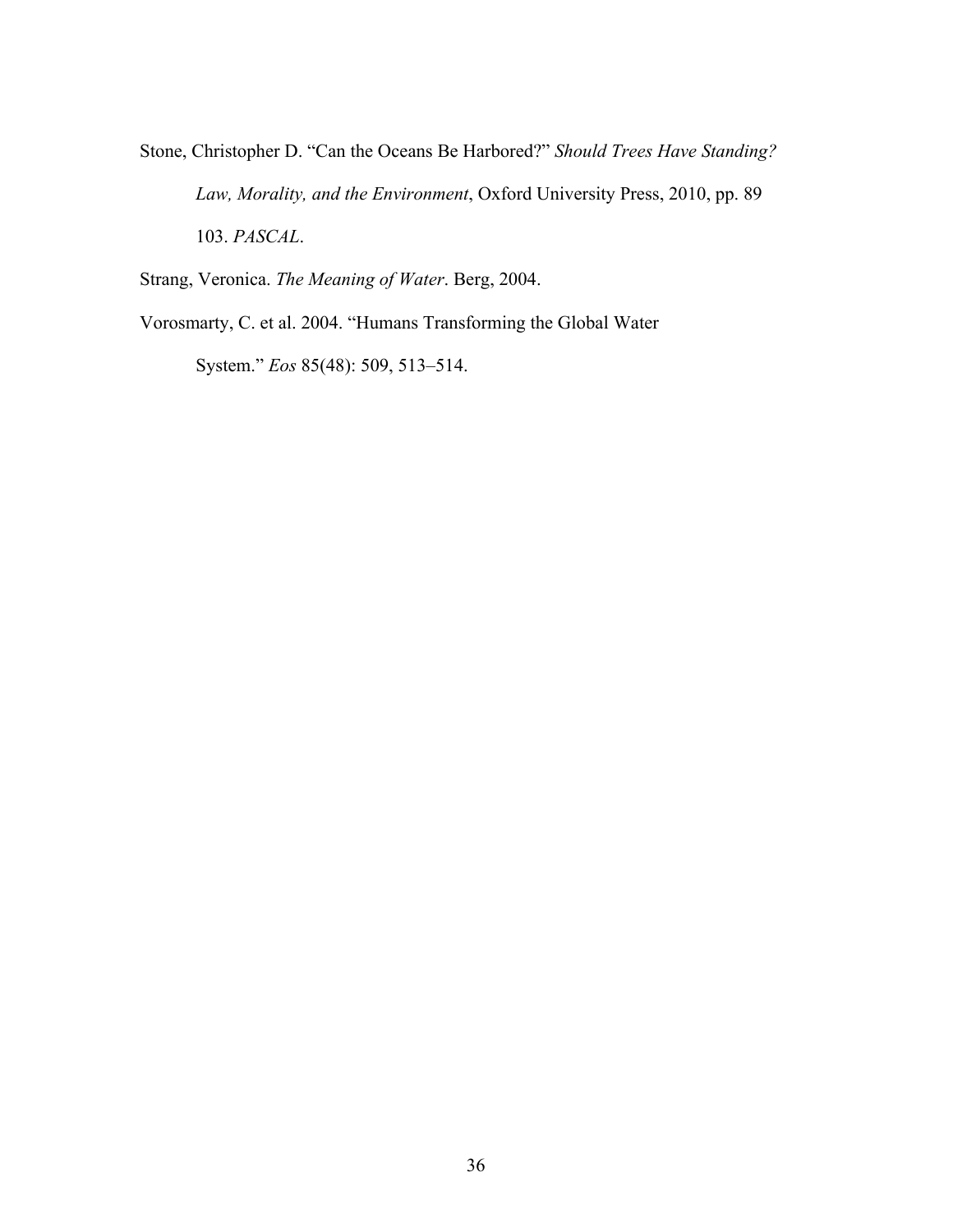Stone, Christopher D. "Can the Oceans Be Harbored?" *Should Trees Have Standing? Law, Morality, and the Environment*, Oxford University Press, 2010, pp. 89 103. *PASCAL*.

Strang, Veronica. *The Meaning of Water*. Berg, 2004.

Vorosmarty, C. et al. 2004. "Humans Transforming the Global Water System." *Eos* 85(48): 509, 513–514.